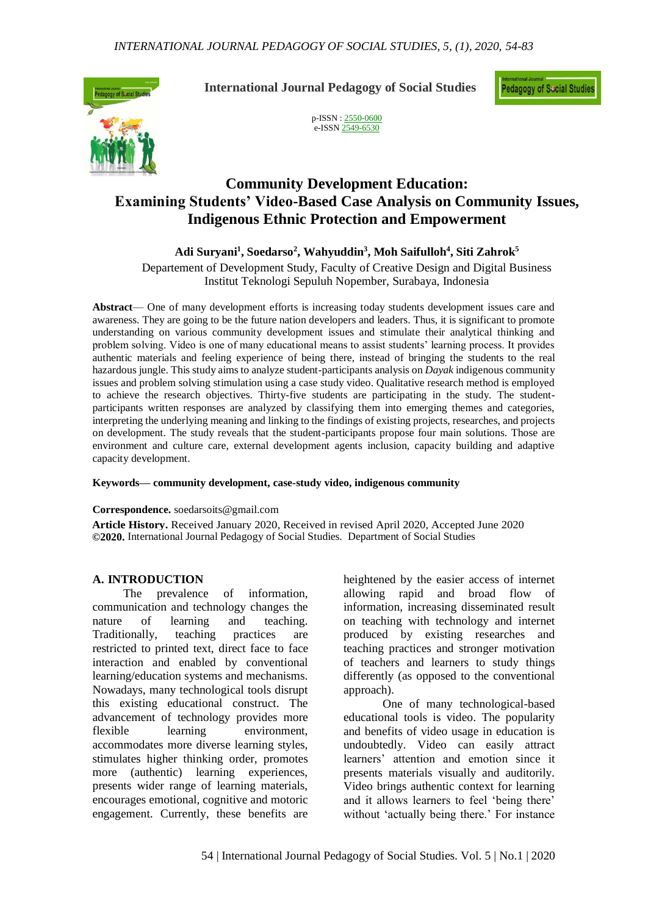International Journal Pedagogy of Social Studies

p-ISSN : 2550-0600
e-ISSN 2549-6530

# Community Development Education: Examining Students' Video-Based Case Analysis on Community Issues, Indigenous Ethnic Protection and Empowerment

**Adi Suryani[1], Soedarso[2], Wahyuddin[3], Moh Saifulloh[4], Siti Zahrok[5]**

Departement of Development Study, Faculty of Creative Design and Digital Business
Institut Teknologi Sepuluh Nopember, Surabaya, Indonesia

**Abstract**— One of many development efforts is increasing today students development issues care and awareness. They are going to be the future nation developers and leaders. Thus, it is significant to promote understanding on various community development issues and stimulate their analytical thinking and problem solving. Video is one of many educational means to assist students' learning process. It provides authentic materials and feeling experience of being there, instead of bringing the students to the real hazardous jungle. This study aims to analyze student-participants analysis on *Dayak* indigenous community issues and problem solving stimulation using a case study video. Qualitative research method is employed to achieve the research objectives. Thirty-five students are participating in the study. The student-participants written responses are analyzed by classifying them into emerging themes and categories, interpreting the underlying meaning and linking to the findings of existing projects, researches, and projects on development. The study reveals that the student-participants propose four main solutions. Those are environment and culture care, external development agents inclusion, capacity building and adaptive capacity development.

**Keywords— community development, case-study video, indigenous community**

**Correspondence.** soedarsoits@gmail.com

**Article History.** Received January 2020, Received in revised April 2020, Accepted June 2020
**©2020.** International Journal Pedagogy of Social Studies. Department of Social Studies

## A. INTRODUCTION

The prevalence of information, communication and technology changes the nature of learning and teaching. Traditionally, teaching practices are restricted to printed text, direct face to face interaction and enabled by conventional learning/education systems and mechanisms. Nowadays, many technological tools disrupt this existing educational construct. The advancement of technology provides more flexible learning environment, accommodates more diverse learning styles, stimulates higher thinking order, promotes more (authentic) learning experiences, presents wider range of learning materials, encourages emotional, cognitive and motoric engagement. Currently, these benefits are heightened by the easier access of internet allowing rapid and broad flow of information, increasing disseminated result on teaching with technology and internet produced by existing researches and teaching practices and stronger motivation of teachers and learners to study things differently (as opposed to the conventional approach).

One of many technological-based educational tools is video. The popularity and benefits of video usage in education is undoubtedly. Video can easily attract learners' attention and emotion since it presents materials visually and auditorily. Video brings authentic context for learning and it allows learners to feel 'being there' without 'actually being there.' For instance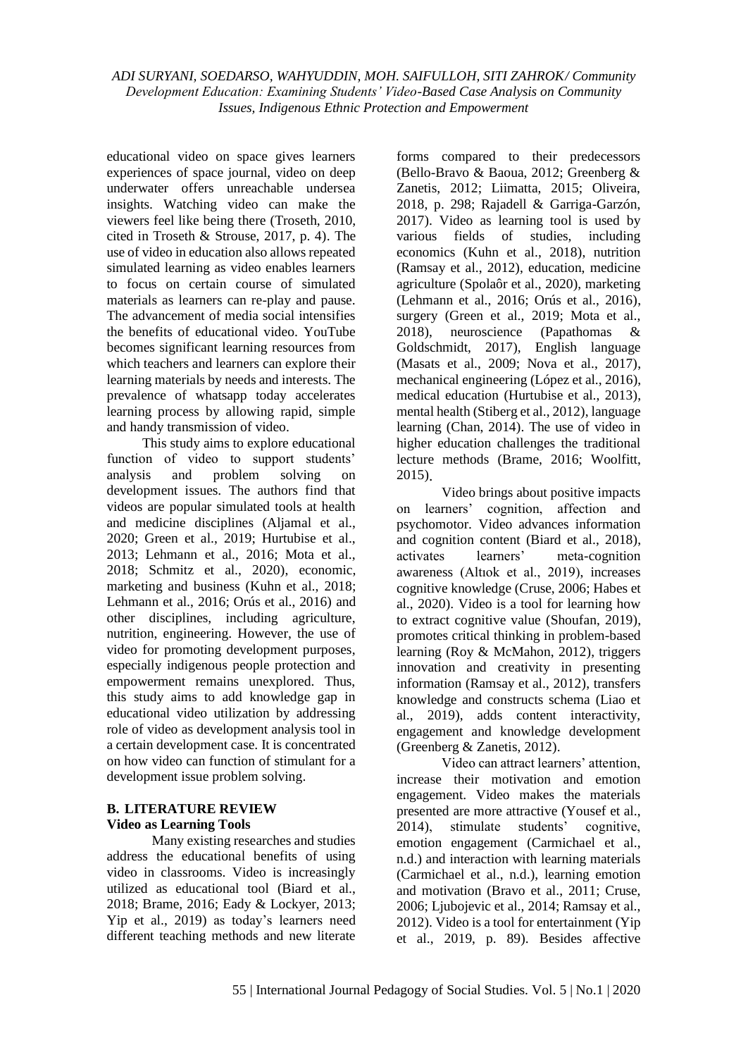educational video on space gives learners experiences of space journal, video on deep underwater offers unreachable undersea insights. Watching video can make the viewers feel like being there (Troseth, 2010, cited in Troseth & Strouse, 2017, p. 4). The use of video in education also allows repeated simulated learning as video enables learners to focus on certain course of simulated materials as learners can re-play and pause. The advancement of media social intensifies the benefits of educational video. YouTube becomes significant learning resources from which teachers and learners can explore their learning materials by needs and interests. The prevalence of whatsapp today accelerates learning process by allowing rapid, simple and handy transmission of video.

This study aims to explore educational function of video to support students' analysis and problem solving on development issues. The authors find that videos are popular simulated tools at health and medicine disciplines (Aljamal et al., 2020; Green et al., 2019; Hurtubise et al., 2013; Lehmann et al., 2016; Mota et al., 2018; Schmitz et al., 2020), economic, marketing and business (Kuhn et al., 2018; Lehmann et al., 2016; Orús et al., 2016) and other disciplines, including agriculture, nutrition, engineering. However, the use of video for promoting development purposes, especially indigenous people protection and empowerment remains unexplored. Thus, this study aims to add knowledge gap in educational video utilization by addressing role of video as development analysis tool in a certain development case. It is concentrated on how video can function of stimulant for a development issue problem solving.

## B. LITERATURE REVIEW

### Video as Learning Tools

Many existing researches and studies address the educational benefits of using video in classrooms. Video is increasingly utilized as educational tool (Biard et al., 2018; Brame, 2016; Eady & Lockyer, 2013; Yip et al., 2019) as today's learners need different teaching methods and new literate forms compared to their predecessors (Bello-Bravo & Baoua, 2012; Greenberg & Zanetis, 2012; Liimatta, 2015; Oliveira, 2018, p. 298; Rajadell & Garriga-Garzón, 2017). Video as learning tool is used by various fields of studies, including economics (Kuhn et al., 2018), nutrition (Ramsay et al., 2012), education, medicine agriculture (Spolaôr et al., 2020), marketing (Lehmann et al., 2016; Orús et al., 2016), surgery (Green et al., 2019; Mota et al., 2018), neuroscience (Papathomas & Goldschmidt, 2017), English language (Masats et al., 2009; Nova et al., 2017), mechanical engineering (López et al., 2016), medical education (Hurtubise et al., 2013), mental health (Stiberg et al., 2012), language learning (Chan, 2014). The use of video in higher education challenges the traditional lecture methods (Brame, 2016; Woolfitt, 2015).

Video brings about positive impacts on learners' cognition, affection and psychomotor. Video advances information and cognition content (Biard et al., 2018), activates learners' meta-cognition awareness (Altıok et al., 2019), increases cognitive knowledge (Cruse, 2006; Habes et al., 2020). Video is a tool for learning how to extract cognitive value (Shoufan, 2019), promotes critical thinking in problem-based learning (Roy & McMahon, 2012), triggers innovation and creativity in presenting information (Ramsay et al., 2012), transfers knowledge and constructs schema (Liao et al., 2019), adds content interactivity, engagement and knowledge development (Greenberg & Zanetis, 2012).

Video can attract learners' attention, increase their motivation and emotion engagement. Video makes the materials presented are more attractive (Yousef et al., 2014), stimulate students' cognitive, emotion engagement (Carmichael et al., n.d.) and interaction with learning materials (Carmichael et al., n.d.), learning emotion and motivation (Bravo et al., 2011; Cruse, 2006; Ljubojevic et al., 2014; Ramsay et al., 2012). Video is a tool for entertainment (Yip et al., 2019, p. 89). Besides affective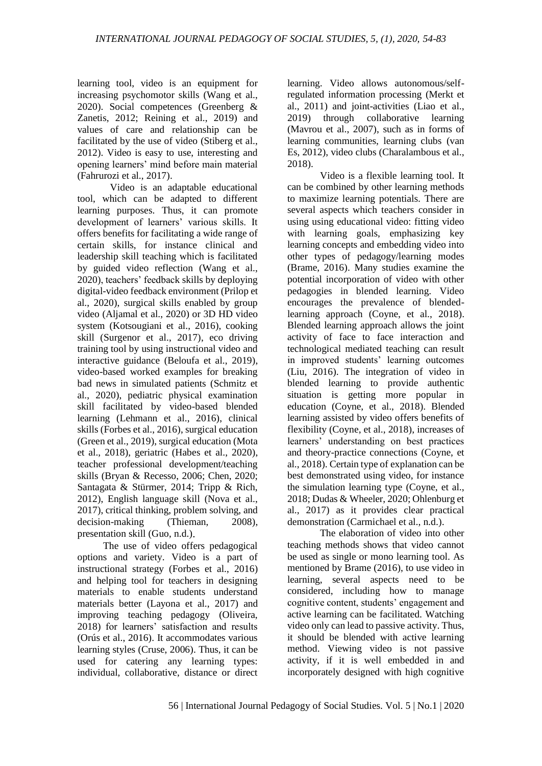learning tool, video is an equipment for increasing psychomotor skills (Wang et al., 2020). Social competences (Greenberg & Zanetis, 2012; Reining et al., 2019) and values of care and relationship can be facilitated by the use of video (Stiberg et al., 2012). Video is easy to use, interesting and opening learners' mind before main material (Fahrurozi et al., 2017).

Video is an adaptable educational tool, which can be adapted to different learning purposes. Thus, it can promote development of learners' various skills. It offers benefits for facilitating a wide range of certain skills, for instance clinical and leadership skill teaching which is facilitated by guided video reflection (Wang et al., 2020), teachers' feedback skills by deploying digital-video feedback environment (Prilop et al., 2020), surgical skills enabled by group video (Aljamal et al., 2020) or 3D HD video system (Kotsougiani et al., 2016), cooking skill (Surgenor et al., 2017), eco driving training tool by using instructional video and interactive guidance (Beloufa et al., 2019), video-based worked examples for breaking bad news in simulated patients (Schmitz et al., 2020), pediatric physical examination skill facilitated by video-based blended learning (Lehmann et al., 2016), clinical skills (Forbes et al., 2016), surgical education (Green et al., 2019), surgical education (Mota et al., 2018), geriatric (Habes et al., 2020), teacher professional development/teaching skills (Bryan & Recesso, 2006; Chen, 2020; Santagata & Stürmer, 2014; Tripp & Rich, 2012), English language skill (Nova et al., 2017), critical thinking, problem solving, and decision-making (Thieman, 2008), presentation skill (Guo, n.d.).

The use of video offers pedagogical options and variety. Video is a part of instructional strategy (Forbes et al., 2016) and helping tool for teachers in designing materials to enable students understand materials better (Layona et al., 2017) and improving teaching pedagogy (Oliveira, 2018) for learners' satisfaction and results (Orús et al., 2016). It accommodates various learning styles (Cruse, 2006). Thus, it can be used for catering any learning types: individual, collaborative, distance or direct learning. Video allows autonomous/self-regulated information processing (Merkt et al., 2011) and joint-activities (Liao et al., 2019) through collaborative learning (Mavrou et al., 2007), such as in forms of learning communities, learning clubs (van Es, 2012), video clubs (Charalambous et al., 2018).

Video is a flexible learning tool. It can be combined by other learning methods to maximize learning potentials. There are several aspects which teachers consider in using using educational video: fitting video with learning goals, emphasizing key learning concepts and embedding video into other types of pedagogy/learning modes (Brame, 2016). Many studies examine the potential incorporation of video with other pedagogies in blended learning. Video encourages the prevalence of blended-learning approach (Coyne, et al., 2018). Blended learning approach allows the joint activity of face to face interaction and technological mediated teaching can result in improved students' learning outcomes (Liu, 2016). The integration of video in blended learning to provide authentic situation is getting more popular in education (Coyne, et al., 2018). Blended learning assisted by video offers benefits of flexibility (Coyne, et al., 2018), increases of learners' understanding on best practices and theory-practice connections (Coyne, et al., 2018). Certain type of explanation can be best demonstrated using video, for instance the simulation learning type (Coyne, et al., 2018; Dudas & Wheeler, 2020; Ohlenburg et al., 2017) as it provides clear practical demonstration (Carmichael et al., n.d.).

The elaboration of video into other teaching methods shows that video cannot be used as single or mono learning tool. As mentioned by Brame (2016), to use video in learning, several aspects need to be considered, including how to manage cognitive content, students' engagement and active learning can be facilitated. Watching video only can lead to passive activity. Thus, it should be blended with active learning method. Viewing video is not passive activity, if it is well embedded in and incorporately designed with high cognitive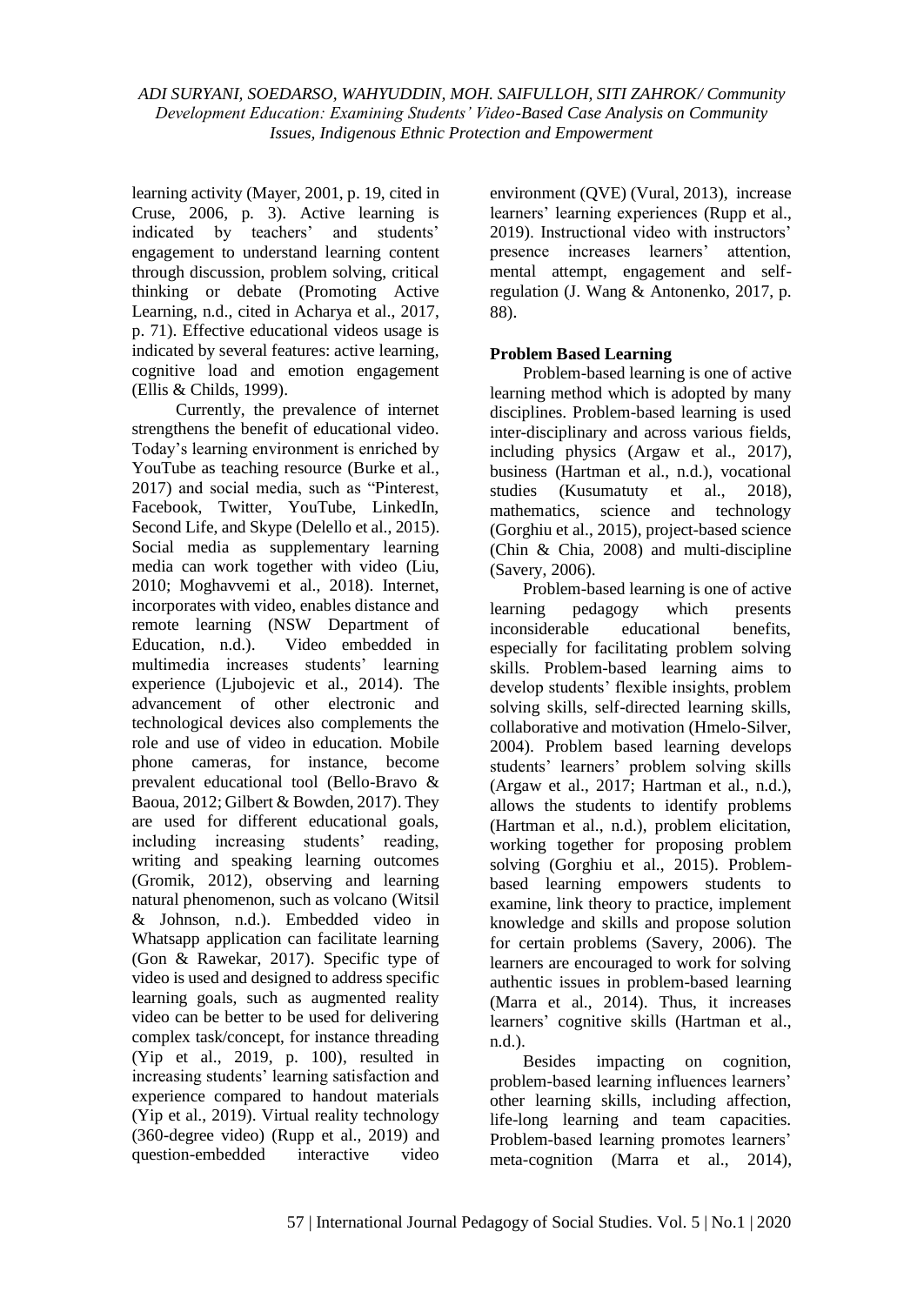learning activity (Mayer, 2001, p. 19, cited in Cruse, 2006, p. 3). Active learning is indicated by teachers' and students' engagement to understand learning content through discussion, problem solving, critical thinking or debate (Promoting Active Learning, n.d., cited in Acharya et al., 2017, p. 71). Effective educational videos usage is indicated by several features: active learning, cognitive load and emotion engagement (Ellis & Childs, 1999).

Currently, the prevalence of internet strengthens the benefit of educational video. Today's learning environment is enriched by YouTube as teaching resource (Burke et al., 2017) and social media, such as "Pinterest, Facebook, Twitter, YouTube, LinkedIn, Second Life, and Skype (Delello et al., 2015). Social media as supplementary learning media can work together with video (Liu, 2010; Moghavvemi et al., 2018). Internet, incorporates with video, enables distance and remote learning (NSW Department of Education, n.d.). Video embedded in multimedia increases students' learning experience (Ljubojevic et al., 2014). The advancement of other electronic and technological devices also complements the role and use of video in education. Mobile phone cameras, for instance, become prevalent educational tool (Bello-Bravo & Baoua, 2012; Gilbert & Bowden, 2017). They are used for different educational goals, including increasing students' reading, writing and speaking learning outcomes (Gromik, 2012), observing and learning natural phenomenon, such as volcano (Witsil & Johnson, n.d.). Embedded video in Whatsapp application can facilitate learning (Gon & Rawekar, 2017). Specific type of video is used and designed to address specific learning goals, such as augmented reality video can be better to be used for delivering complex task/concept, for instance threading (Yip et al., 2019, p. 100), resulted in increasing students' learning satisfaction and experience compared to handout materials (Yip et al., 2019). Virtual reality technology (360-degree video) (Rupp et al., 2019) and question-embedded interactive video environment (QVE) (Vural, 2013), increase learners' learning experiences (Rupp et al., 2019). Instructional video with instructors' presence increases learners' attention, mental attempt, engagement and self-regulation (J. Wang & Antonenko, 2017, p. 88).

**Problem Based Learning**

Problem-based learning is one of active learning method which is adopted by many disciplines. Problem-based learning is used inter-disciplinary and across various fields, including physics (Argaw et al., 2017), business (Hartman et al., n.d.), vocational studies (Kusumatuty et al., 2018), mathematics, science and technology (Gorghiu et al., 2015), project-based science (Chin & Chia, 2008) and multi-discipline (Savery, 2006).

Problem-based learning is one of active learning pedagogy which presents inconsiderable educational benefits, especially for facilitating problem solving skills. Problem-based learning aims to develop students' flexible insights, problem solving skills, self-directed learning skills, collaborative and motivation (Hmelo-Silver, 2004). Problem based learning develops students' learners' problem solving skills (Argaw et al., 2017; Hartman et al., n.d.), allows the students to identify problems (Hartman et al., n.d.), problem elicitation, working together for proposing problem solving (Gorghiu et al., 2015). Problem-based learning empowers students to examine, link theory to practice, implement knowledge and skills and propose solution for certain problems (Savery, 2006). The learners are encouraged to work for solving authentic issues in problem-based learning (Marra et al., 2014). Thus, it increases learners' cognitive skills (Hartman et al., n.d.).

Besides impacting on cognition, problem-based learning influences learners' other learning skills, including affection, life-long learning and team capacities. Problem-based learning promotes learners' meta-cognition (Marra et al., 2014),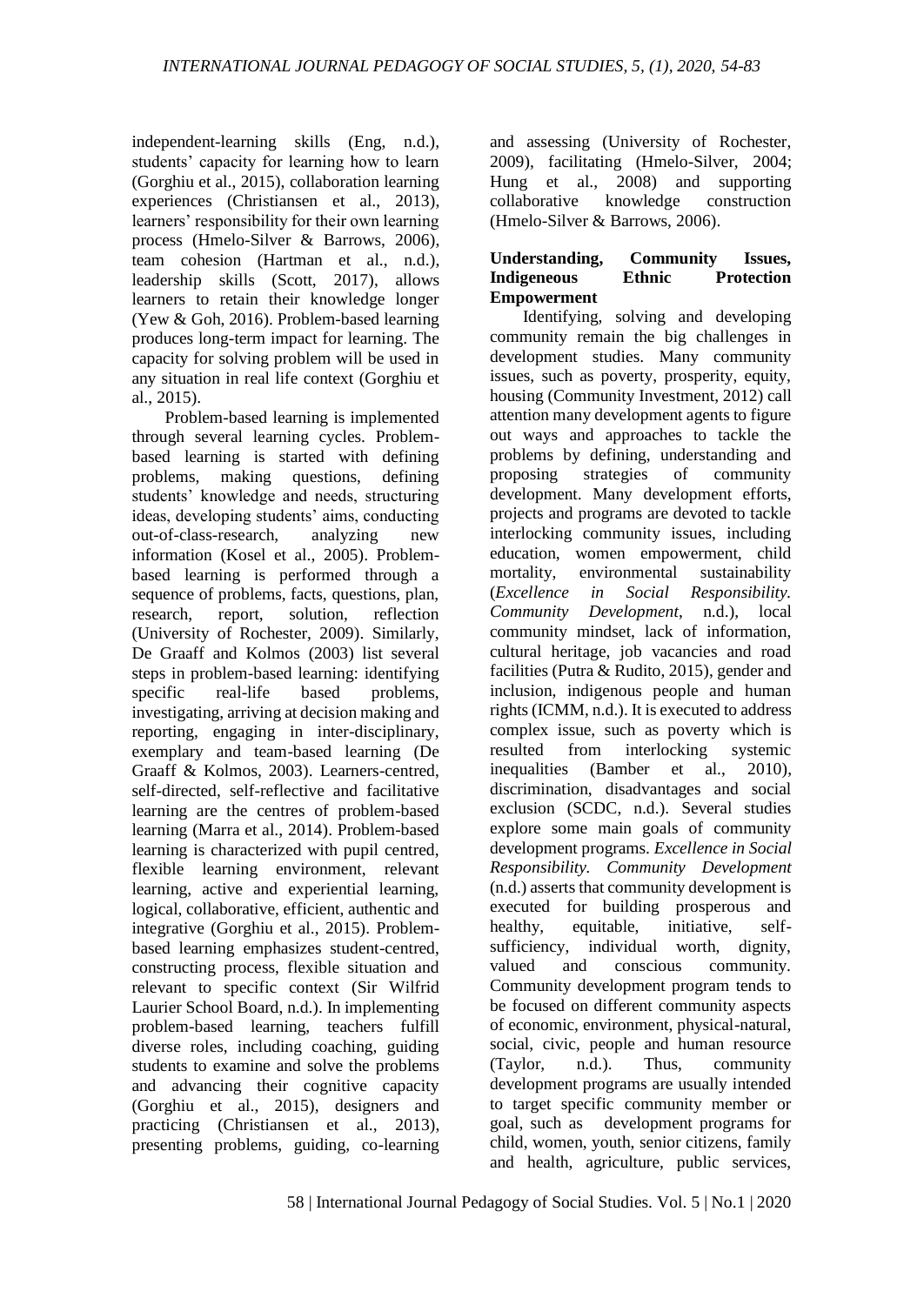independent-learning skills (Eng, n.d.), students' capacity for learning how to learn (Gorghiu et al., 2015), collaboration learning experiences (Christiansen et al., 2013), learners' responsibility for their own learning process (Hmelo-Silver & Barrows, 2006), team cohesion (Hartman et al., n.d.), leadership skills (Scott, 2017), allows learners to retain their knowledge longer (Yew & Goh, 2016). Problem-based learning produces long-term impact for learning. The capacity for solving problem will be used in any situation in real life context (Gorghiu et al., 2015).

Problem-based learning is implemented through several learning cycles. Problem-based learning is started with defining problems, making questions, defining students' knowledge and needs, structuring ideas, developing students' aims, conducting out-of-class-research, analyzing new information (Kosel et al., 2005). Problem-based learning is performed through a sequence of problems, facts, questions, plan, research, report, solution, reflection (University of Rochester, 2009). Similarly, De Graaff and Kolmos (2003) list several steps in problem-based learning: identifying specific real-life based problems, investigating, arriving at decision making and reporting, engaging in inter-disciplinary, exemplary and team-based learning (De Graaff & Kolmos, 2003). Learners-centred, self-directed, self-reflective and facilitative learning are the centres of problem-based learning (Marra et al., 2014). Problem-based learning is characterized with pupil centred, flexible learning environment, relevant learning, active and experiential learning, logical, collaborative, efficient, authentic and integrative (Gorghiu et al., 2015). Problem-based learning emphasizes student-centred, constructing process, flexible situation and relevant to specific context (Sir Wilfrid Laurier School Board, n.d.). In implementing problem-based learning, teachers fulfill diverse roles, including coaching, guiding students to examine and solve the problems and advancing their cognitive capacity (Gorghiu et al., 2015), designers and practicing (Christiansen et al., 2013), presenting problems, guiding, co-learning and assessing (University of Rochester, 2009), facilitating (Hmelo-Silver, 2004; Hung et al., 2008) and supporting collaborative knowledge construction (Hmelo-Silver & Barrows, 2006).

**Understanding, Community Issues, Indigeneous Ethnic Protection Empowerment**

Identifying, solving and developing community remain the big challenges in development studies. Many community issues, such as poverty, prosperity, equity, housing (Community Investment, 2012) call attention many development agents to figure out ways and approaches to tackle the problems by defining, understanding and proposing strategies of community development. Many development efforts, projects and programs are devoted to tackle interlocking community issues, including education, women empowerment, child mortality, environmental sustainability (*Excellence in Social Responsibility. Community Development*, n.d.), local community mindset, lack of information, cultural heritage, job vacancies and road facilities (Putra & Rudito, 2015), gender and inclusion, indigenous people and human rights (ICMM, n.d.). It is executed to address complex issue, such as poverty which is resulted from interlocking systemic inequalities (Bamber et al., 2010), discrimination, disadvantages and social exclusion (SCDC, n.d.). Several studies explore some main goals of community development programs. *Excellence in Social Responsibility. Community Development* (n.d.) asserts that community development is executed for building prosperous and healthy, equitable, initiative, self-sufficiency, individual worth, dignity, valued and conscious community. Community development program tends to be focused on different community aspects of economic, environment, physical-natural, social, civic, people and human resource (Taylor, n.d.). Thus, community development programs are usually intended to target specific community member or goal, such as development programs for child, women, youth, senior citizens, family and health, agriculture, public services,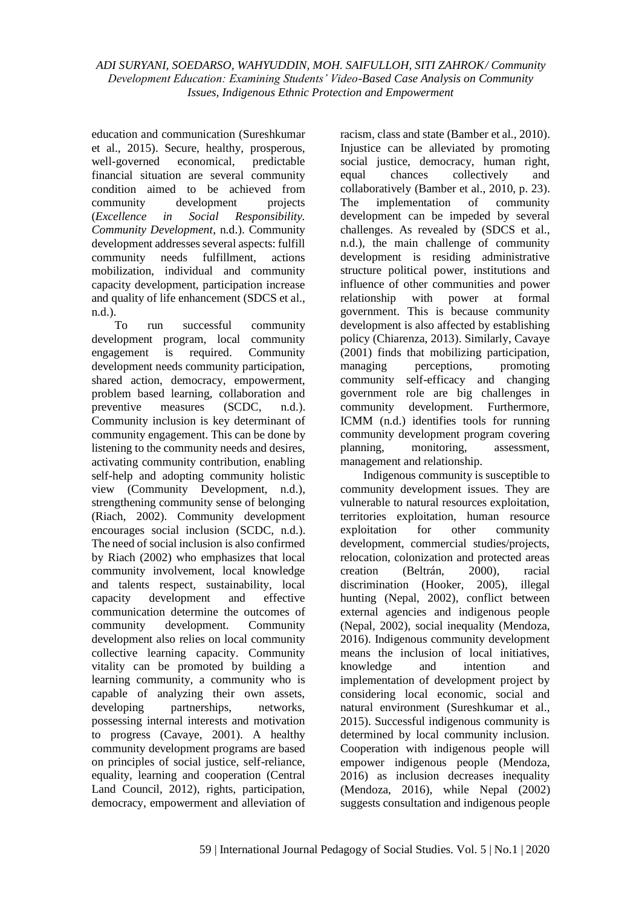education and communication (Sureshkumar et al., 2015). Secure, healthy, prosperous, well-governed economical, predictable financial situation are several community condition aimed to be achieved from community development projects (*Excellence in Social Responsibility. Community Development*, n.d.). Community development addresses several aspects: fulfill community needs fulfillment, actions mobilization, individual and community capacity development, participation increase and quality of life enhancement (SDCS et al., n.d.).

To run successful community development program, local community engagement is required. Community development needs community participation, shared action, democracy, empowerment, problem based learning, collaboration and preventive measures (SCDC, n.d.). Community inclusion is key determinant of community engagement. This can be done by listening to the community needs and desires, activating community contribution, enabling self-help and adopting community holistic view (Community Development, n.d.), strengthening community sense of belonging (Riach, 2002). Community development encourages social inclusion (SCDC, n.d.). The need of social inclusion is also confirmed by Riach (2002) who emphasizes that local community involvement, local knowledge and talents respect, sustainability, local capacity development and effective communication determine the outcomes of community development. Community development also relies on local community collective learning capacity. Community vitality can be promoted by building a learning community, a community who is capable of analyzing their own assets, developing partnerships, networks, possessing internal interests and motivation to progress (Cavaye, 2001). A healthy community development programs are based on principles of social justice, self-reliance, equality, learning and cooperation (Central Land Council, 2012), rights, participation, democracy, empowerment and alleviation of racism, class and state (Bamber et al., 2010). Injustice can be alleviated by promoting social justice, democracy, human right, equal chances collectively and collaboratively (Bamber et al., 2010, p. 23). The implementation of community development can be impeded by several challenges. As revealed by (SDCS et al., n.d.), the main challenge of community development is residing administrative structure political power, institutions and influence of other communities and power relationship with power at formal government. This is because community development is also affected by establishing policy (Chiarenza, 2013). Similarly, Cavaye (2001) finds that mobilizing participation, managing perceptions, promoting community self-efficacy and changing government role are big challenges in community development. Furthermore, ICMM (n.d.) identifies tools for running community development program covering planning, monitoring, assessment, management and relationship.

Indigenous community is susceptible to community development issues. They are vulnerable to natural resources exploitation, territories exploitation, human resource exploitation for other community development, commercial studies/projects, relocation, colonization and protected areas creation (Beltrán, 2000), racial discrimination (Hooker, 2005), illegal hunting (Nepal, 2002), conflict between external agencies and indigenous people (Nepal, 2002), social inequality (Mendoza, 2016). Indigenous community development means the inclusion of local initiatives, knowledge and intention and implementation of development project by considering local economic, social and natural environment (Sureshkumar et al., 2015). Successful indigenous community is determined by local community inclusion. Cooperation with indigenous people will empower indigenous people (Mendoza, 2016) as inclusion decreases inequality (Mendoza, 2016), while Nepal (2002) suggests consultation and indigenous people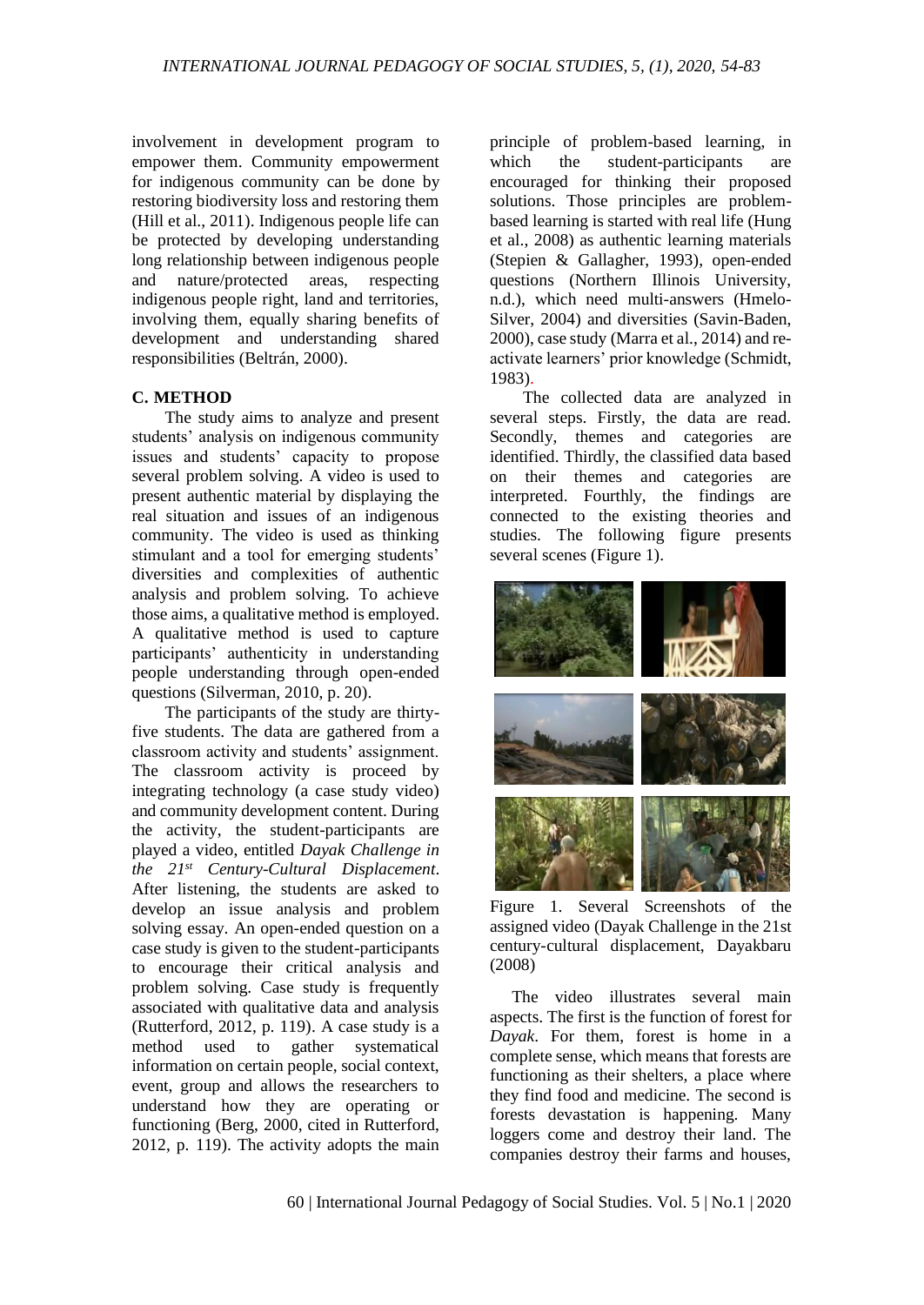involvement in development program to empower them. Community empowerment for indigenous community can be done by restoring biodiversity loss and restoring them (Hill et al., 2011). Indigenous people life can be protected by developing understanding long relationship between indigenous people and nature/protected areas, respecting indigenous people right, land and territories, involving them, equally sharing benefits of development and understanding shared responsibilities (Beltrán, 2000).

## C. METHOD

The study aims to analyze and present students' analysis on indigenous community issues and students' capacity to propose several problem solving. A video is used to present authentic material by displaying the real situation and issues of an indigenous community. The video is used as thinking stimulant and a tool for emerging students' diversities and complexities of authentic analysis and problem solving. To achieve those aims, a qualitative method is employed. A qualitative method is used to capture participants' authenticity in understanding people understanding through open-ended questions (Silverman, 2010, p. 20).

The participants of the study are thirty-five students. The data are gathered from a classroom activity and students' assignment. The classroom activity is proceed by integrating technology (a case study video) and community development content. During the activity, the student-participants are played a video, entitled *Dayak Challenge in the 21st Century-Cultural Displacement*. After listening, the students are asked to develop an issue analysis and problem solving essay. An open-ended question on a case study is given to the student-participants to encourage their critical analysis and problem solving. Case study is frequently associated with qualitative data and analysis (Rutterford, 2012, p. 119). A case study is a method used to gather systematical information on certain people, social context, event, group and allows the researchers to understand how they are operating or functioning (Berg, 2000, cited in Rutterford, 2012, p. 119). The activity adopts the main principle of problem-based learning, in which the student-participants are encouraged for thinking their proposed solutions. Those principles are problem-based learning is started with real life (Hung et al., 2008) as authentic learning materials (Stepien & Gallagher, 1993), open-ended questions (Northern Illinois University, n.d.), which need multi-answers (Hmelo-Silver, 2004) and diversities (Savin-Baden, 2000), case study (Marra et al., 2014) and re-activate learners' prior knowledge (Schmidt, 1983).

The collected data are analyzed in several steps. Firstly, the data are read. Secondly, themes and categories are identified. Thirdly, the classified data based on their themes and categories are interpreted. Fourthly, the findings are connected to the existing theories and studies. The following figure presents several scenes (Figure 1).

Figure 1. Several Screenshots of the assigned video (Dayak Challenge in the 21st century-cultural displacement, Dayakbaru (2008)

The video illustrates several main aspects. The first is the function of forest for *Dayak*. For them, forest is home in a complete sense, which means that forests are functioning as their shelters, a place where they find food and medicine. The second is forests devastation is happening. Many loggers come and destroy their land. The companies destroy their farms and houses,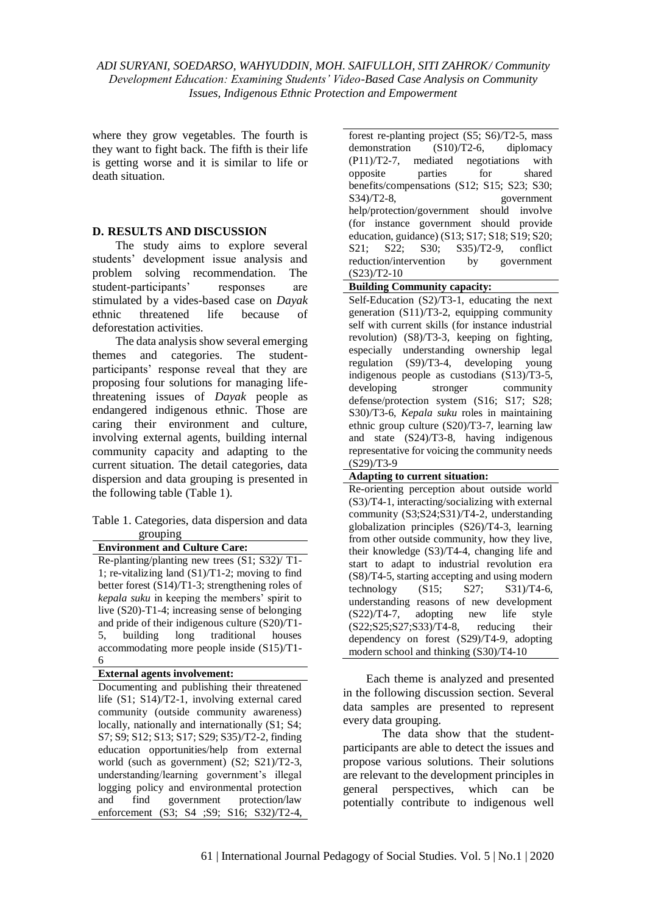where they grow vegetables. The fourth is they want to fight back. The fifth is their life is getting worse and it is similar to life or death situation.

## D. RESULTS AND DISCUSSION

The study aims to explore several students' development issue analysis and problem solving recommendation. The student-participants' responses are stimulated by a vides-based case on *Dayak* ethnic threatened life because of deforestation activities.

The data analysis show several emerging themes and categories. The student-participants' response reveal that they are proposing four solutions for managing life-threatening issues of *Dayak* people as endangered indigenous ethnic. Those are caring their environment and culture, involving external agents, building internal community capacity and adapting to the current situation. The detail categories, data dispersion and data grouping is presented in the following table (Table 1).

Table 1. Categories, data dispersion and data grouping

| **Environment and Culture Care:** |
|---|
| Re-planting/planting new trees (S1; S32)/ T1-1; re-vitalizing land (S1)/T1-2; moving to find better forest (S14)/T1-3; strengthening roles of *kepala suku* in keeping the members' spirit to live (S20)-T1-4; increasing sense of belonging and pride of their indigenous culture (S20)/T1-5, building long traditional houses accommodating more people inside (S15)/T1-6 |
| **External agents involvement:** |
| Documenting and publishing their threatened life (S1; S14)/T2-1, involving external cared community (outside community awareness) locally, nationally and internationally (S1; S4; S7; S9; S12; S13; S17; S29; S35)/T2-2, finding education opportunities/help from external world (such as government) (S2; S21)/T2-3, understanding/learning government's illegal logging policy and environmental protection and find government protection/law enforcement (S3; S4 ;S9; S16; S32)/T2-4, forest re-planting project (S5; S6)/T2-5, mass demonstration (S10)/T2-6, diplomacy (P11)/T2-7, mediated negotiations with opposite parties for shared benefits/compensations (S12; S15; S23; S30; S34)/T2-8, government help/protection/government should involve (for instance government should provide education, guidance) (S13; S17; S18; S19; S20; S21; S22; S30; S35)/T2-9, conflict reduction/intervention by government (S23)/T2-10 |
| **Building Community capacity:** |
| Self-Education (S2)/T3-1, educating the next generation (S11)/T3-2, equipping community self with current skills (for instance industrial revolution) (S8)/T3-3, keeping on fighting, especially understanding ownership legal regulation (S9)/T3-4, developing young indigenous people as custodians (S13)/T3-5, developing stronger community defense/protection system (S16; S17; S28; S30)/T3-6, *Kepala suku* roles in maintaining ethnic group culture (S20)/T3-7, learning law and state (S24)/T3-8, having indigenous representative for voicing the community needs (S29)/T3-9 |
| **Adapting to current situation:** |
| Re-orienting perception about outside world (S3)/T4-1, interacting/socializing with external community (S3;S24;S31)/T4-2, understanding globalization principles (S26)/T4-3, learning from other outside community, how they live, their knowledge (S3)/T4-4, changing life and start to adapt to industrial revolution era (S8)/T4-5, starting accepting and using modern technology (S15; S27; S31)/T4-6, understanding reasons of new development (S22)/T4-7, adopting new life style (S22;S25;S27;S33)/T4-8, reducing their dependency on forest (S29)/T4-9, adopting modern school and thinking (S30)/T4-10 |

Each theme is analyzed and presented in the following discussion section. Several data samples are presented to represent every data grouping.

The data show that the student-participants are able to detect the issues and propose various solutions. Their solutions are relevant to the development principles in general perspectives, which can be potentially contribute to indigenous well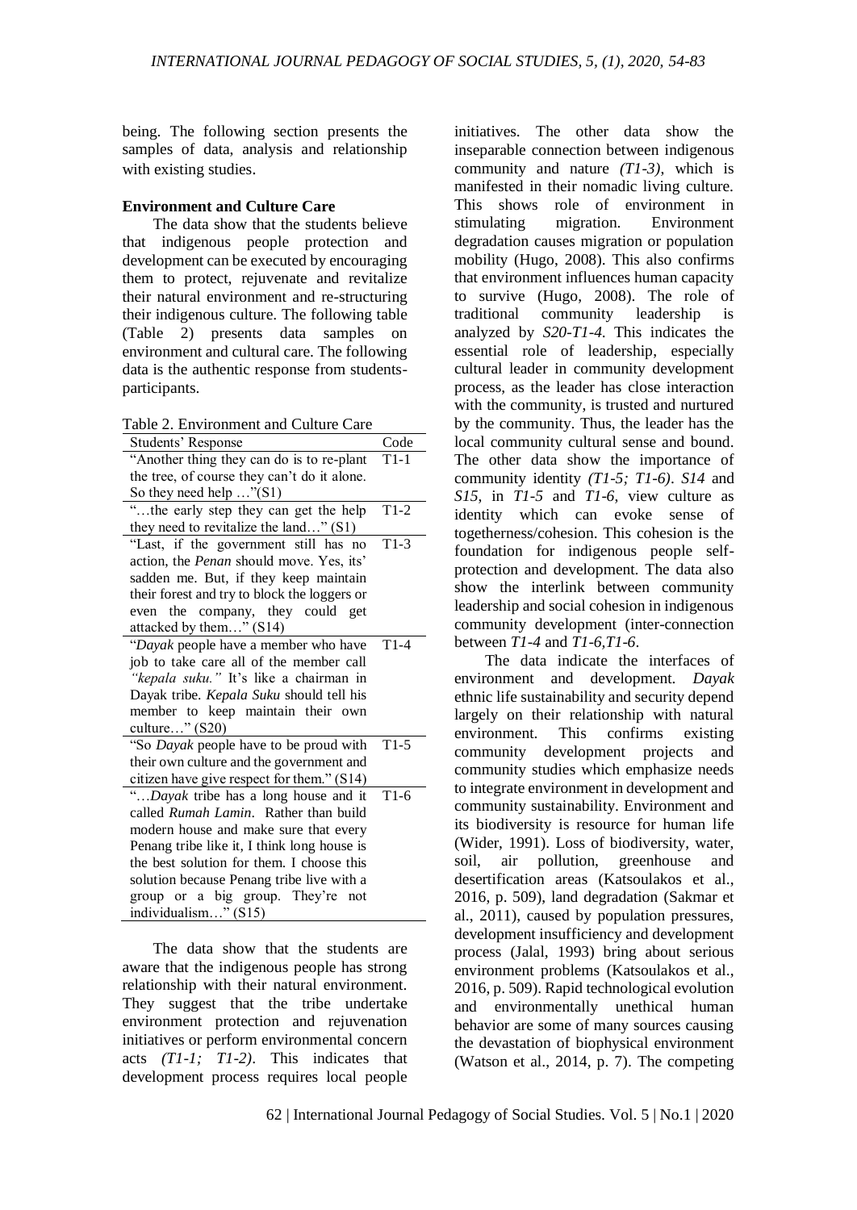being. The following section presents the samples of data, analysis and relationship with existing studies.

**Environment and Culture Care**

The data show that the students believe that indigenous people protection and development can be executed by encouraging them to protect, rejuvenate and revitalize their natural environment and re-structuring their indigenous culture. The following table (Table 2) presents data samples on environment and cultural care. The following data is the authentic response from students-participants.

Table 2. Environment and Culture Care

| Students' Response | Code |
|---|---|
| "Another thing they can do is to re-plant the tree, of course they can't do it alone. So they need help …"(S1) | T1-1 |
| "…the early step they can get the help they need to revitalize the land…" (S1) | T1-2 |
| "Last, if the government still has no action, the *Penan* should move. Yes, its' sadden me. But, if they keep maintain their forest and try to block the loggers or even the company, they could get attacked by them…" (S14) | T1-3 |
| "*Dayak* people have a member who have job to take care all of the member call *"kepala suku."* It's like a chairman in Dayak tribe. *Kepala Suku* should tell his member to keep maintain their own culture…" (S20) | T1-4 |
| "So *Dayak* people have to be proud with their own culture and the government and citizen have give respect for them." (S14) | T1-5 |
| "…*Dayak* tribe has a long house and it called *Rumah Lamin*. Rather than build modern house and make sure that every Penang tribe like it, I think long house is the best solution for them. I choose this solution because Penang tribe live with a group or a big group. They're not individualism…" (S15) | T1-6 |

The data show that the students are aware that the indigenous people has strong relationship with their natural environment. They suggest that the tribe undertake environment protection and rejuvenation initiatives or perform environmental concern acts *(T1-1; T1-2)*. This indicates that development process requires local people initiatives. The other data show the inseparable connection between indigenous community and nature *(T1-3)*, which is manifested in their nomadic living culture. This shows role of environment in stimulating migration. Environment degradation causes migration or population mobility (Hugo, 2008). This also confirms that environment influences human capacity to survive (Hugo, 2008). The role of traditional community leadership is analyzed by *S20-T1-4*. This indicates the essential role of leadership, especially cultural leader in community development process, as the leader has close interaction with the community, is trusted and nurtured by the community. Thus, the leader has the local community cultural sense and bound. The other data show the importance of community identity *(T1-5; T1-6)*. *S14* and *S15*, in *T1-5* and *T1-6*, view culture as identity which can evoke sense of togetherness/cohesion. This cohesion is the foundation for indigenous people self-protection and development. The data also show the interlink between community leadership and social cohesion in indigenous community development (inter-connection between *T1-4* and *T1-6,T1-6*.

The data indicate the interfaces of environment and development. *Dayak* ethnic life sustainability and security depend largely on their relationship with natural environment. This confirms existing community development projects and community studies which emphasize needs to integrate environment in development and community sustainability. Environment and its biodiversity is resource for human life (Wider, 1991). Loss of biodiversity, water, soil, air pollution, greenhouse and desertification areas (Katsoulakos et al., 2016, p. 509), land degradation (Sakmar et al., 2011), caused by population pressures, development insufficiency and development process (Jalal, 1993) bring about serious environment problems (Katsoulakos et al., 2016, p. 509). Rapid technological evolution and environmentally unethical human behavior are some of many sources causing the devastation of biophysical environment (Watson et al., 2014, p. 7). The competing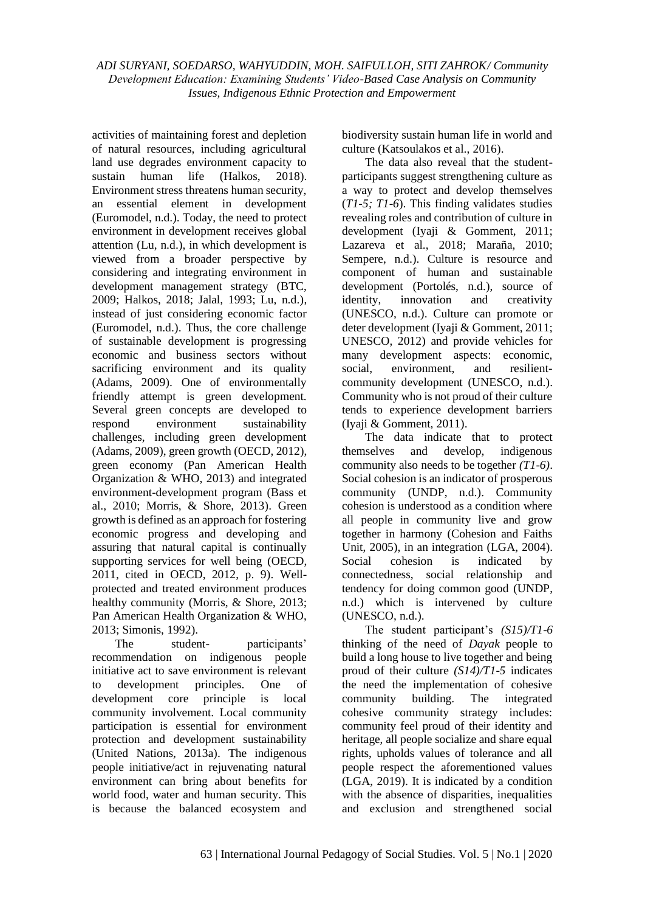activities of maintaining forest and depletion of natural resources, including agricultural land use degrades environment capacity to sustain human life (Halkos, 2018). Environment stress threatens human security, an essential element in development (Euromodel, n.d.). Today, the need to protect environment in development receives global attention (Lu, n.d.), in which development is viewed from a broader perspective by considering and integrating environment in development management strategy (BTC, 2009; Halkos, 2018; Jalal, 1993; Lu, n.d.), instead of just considering economic factor (Euromodel, n.d.). Thus, the core challenge of sustainable development is progressing economic and business sectors without sacrificing environment and its quality (Adams, 2009). One of environmentally friendly attempt is green development. Several green concepts are developed to respond environment sustainability challenges, including green development (Adams, 2009), green growth (OECD, 2012), green economy (Pan American Health Organization & WHO, 2013) and integrated environment-development program (Bass et al., 2010; Morris, & Shore, 2013). Green growth is defined as an approach for fostering economic progress and developing and assuring that natural capital is continually supporting services for well being (OECD, 2011, cited in OECD, 2012, p. 9). Well-protected and treated environment produces healthy community (Morris, & Shore, 2013; Pan American Health Organization & WHO, 2013; Simonis, 1992).

The student- participants' recommendation on indigenous people initiative act to save environment is relevant to development principles. One of development core principle is local community involvement. Local community participation is essential for environment protection and development sustainability (United Nations, 2013a). The indigenous people initiative/act in rejuvenating natural environment can bring about benefits for world food, water and human security. This is because the balanced ecosystem and biodiversity sustain human life in world and culture (Katsoulakos et al., 2016).

The data also reveal that the student-participants suggest strengthening culture as a way to protect and develop themselves (*T1-5; T1-6*). This finding validates studies revealing roles and contribution of culture in development (Iyaji & Gomment, 2011; Lazareva et al., 2018; Maraña, 2010; Sempere, n.d.). Culture is resource and component of human and sustainable development (Portolés, n.d.), source of identity, innovation and creativity (UNESCO, n.d.). Culture can promote or deter development (Iyaji & Gomment, 2011; UNESCO, 2012) and provide vehicles for many development aspects: economic, social, environment, and resilient-community development (UNESCO, n.d.). Community who is not proud of their culture tends to experience development barriers (Iyaji & Gomment, 2011).

The data indicate that to protect themselves and develop, indigenous community also needs to be together *(T1-6)*. Social cohesion is an indicator of prosperous community (UNDP, n.d.). Community cohesion is understood as a condition where all people in community live and grow together in harmony (Cohesion and Faiths Unit, 2005), in an integration (LGA, 2004). Social cohesion is indicated by connectedness, social relationship and tendency for doing common good (UNDP, n.d.) which is intervened by culture (UNESCO, n.d.).

The student participant's *(S15)/T1-6* thinking of the need of *Dayak* people to build a long house to live together and being proud of their culture *(S14)/T1-5* indicates the need the implementation of cohesive community building. The integrated cohesive community strategy includes: community feel proud of their identity and heritage, all people socialize and share equal rights, upholds values of tolerance and all people respect the aforementioned values (LGA, 2019). It is indicated by a condition with the absence of disparities, inequalities and exclusion and strengthened social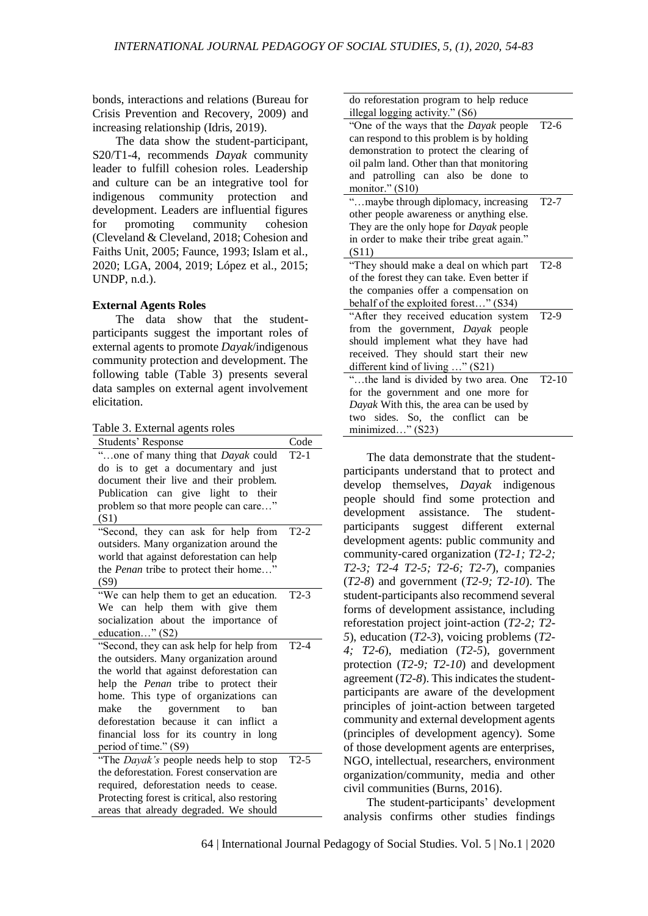bonds, interactions and relations (Bureau for Crisis Prevention and Recovery, 2009) and increasing relationship (Idris, 2019).

The data show the student-participant, S20/T1-4, recommends *Dayak* community leader to fulfill cohesion roles. Leadership and culture can be an integrative tool for indigenous community protection and development. Leaders are influential figures for promoting community cohesion (Cleveland & Cleveland, 2018; Cohesion and Faiths Unit, 2005; Faunce, 1993; Islam et al., 2020; LGA, 2004, 2019; López et al., 2015; UNDP, n.d.).

### External Agents Roles

The data show that the student-participants suggest the important roles of external agents to promote *Dayak*/indigenous community protection and development. The following table (Table 3) presents several data samples on external agent involvement elicitation.

Table 3. External agents roles

| Students' Response | Code |
|---|---|
| "…one of many thing that *Dayak* could do is to get a documentary and just document their live and their problem. Publication can give light to their problem so that more people can care…" (S1) | T2-1 |
| "Second, they can ask for help from outsiders. Many organization around the world that against deforestation can help the *Penan* tribe to protect their home…" (S9) | T2-2 |
| "We can help them to get an education. We can help them with give them socialization about the importance of education…" (S2) | T2-3 |
| "Second, they can ask help for help from the outsiders. Many organization around the world that against deforestation can help the *Penan* tribe to protect their home. This type of organizations can make the government to ban deforestation because it can inflict a financial loss for its country in long period of time." (S9) | T2-4 |
| "The *Dayak's* people needs help to stop the deforestation. Forest conservation are required, deforestation needs to cease. Protecting forest is critical, also restoring areas that already degraded. We should do reforestation program to help reduce illegal logging activity." (S6) | T2-5 |
| "One of the ways that the *Dayak* people can respond to this problem is by holding demonstration to protect the clearing of oil palm land. Other than that monitoring and patrolling can also be done to monitor." (S10) | T2-6 |
| "…maybe through diplomacy, increasing other people awareness or anything else. They are the only hope for *Dayak* people in order to make their tribe great again." (S11) | T2-7 |
| "They should make a deal on which part of the forest they can take. Even better if the companies offer a compensation on behalf of the exploited forest…" (S34) | T2-8 |
| "After they received education system from the government, *Dayak* people should implement what they have had received. They should start their new different kind of living …" (S21) | T2-9 |
| "…the land is divided by two area. One for the government and one more for *Dayak* With this, the area can be used by two sides. So, the conflict can be minimized…" (S23) | T2-10 |

The data demonstrate that the student-participants understand that to protect and develop themselves, *Dayak* indigenous people should find some protection and development assistance. The student-participants suggest different external development agents: public community and community-cared organization (*T2-1; T2-2; T2-3; T2-4 T2-5; T2-6; T2-7*), companies (*T2-8*) and government (*T2-9; T2-10*). The student-participants also recommend several forms of development assistance, including reforestation project joint-action (*T2-2; T2-5*), education (*T2-3*), voicing problems (*T2-4; T2-6*), mediation (*T2-5*), government protection (*T2-9; T2-10*) and development agreement (*T2-8*). This indicates the student-participants are aware of the development principles of joint-action between targeted community and external development agents (principles of development agency). Some of those development agents are enterprises, NGO, intellectual, researchers, environment organization/community, media and other civil communities (Burns, 2016).

The student-participants' development analysis confirms other studies findings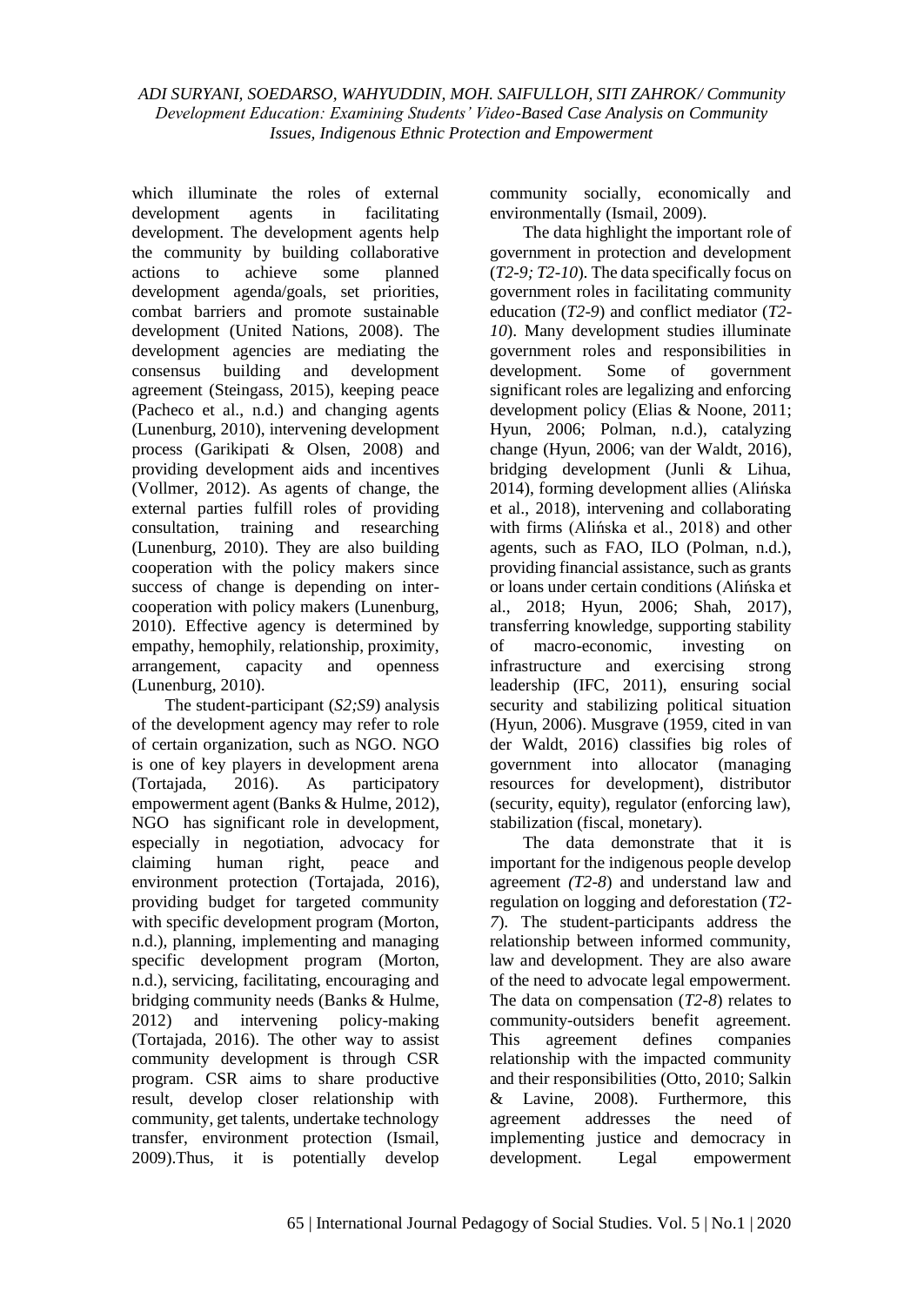which illuminate the roles of external development agents in facilitating development. The development agents help the community by building collaborative actions to achieve some planned development agenda/goals, set priorities, combat barriers and promote sustainable development (United Nations, 2008). The development agencies are mediating the consensus building and development agreement (Steingass, 2015), keeping peace (Pacheco et al., n.d.) and changing agents (Lunenburg, 2010), intervening development process (Garikipati & Olsen, 2008) and providing development aids and incentives (Vollmer, 2012). As agents of change, the external parties fulfill roles of providing consultation, training and researching (Lunenburg, 2010). They are also building cooperation with the policy makers since success of change is depending on inter-cooperation with policy makers (Lunenburg, 2010). Effective agency is determined by empathy, hemophily, relationship, proximity, arrangement, capacity and openness (Lunenburg, 2010).

The student-participant (*S2;S9*) analysis of the development agency may refer to role of certain organization, such as NGO. NGO is one of key players in development arena (Tortajada, 2016). As participatory empowerment agent (Banks & Hulme, 2012), NGO has significant role in development, especially in negotiation, advocacy for claiming human right, peace and environment protection (Tortajada, 2016), providing budget for targeted community with specific development program (Morton, n.d.), planning, implementing and managing specific development program (Morton, n.d.), servicing, facilitating, encouraging and bridging community needs (Banks & Hulme, 2012) and intervening policy-making (Tortajada, 2016). The other way to assist community development is through CSR program. CSR aims to share productive result, develop closer relationship with community, get talents, undertake technology transfer, environment protection (Ismail, 2009).Thus, it is potentially develop community socially, economically and environmentally (Ismail, 2009).

The data highlight the important role of government in protection and development (*T2-9; T2-10*). The data specifically focus on government roles in facilitating community education (*T2-9*) and conflict mediator (*T2-10*). Many development studies illuminate government roles and responsibilities in development. Some of government significant roles are legalizing and enforcing development policy (Elias & Noone, 2011; Hyun, 2006; Polman, n.d.), catalyzing change (Hyun, 2006; van der Waldt, 2016), bridging development (Junli & Lihua, 2014), forming development allies (Alińska et al., 2018), intervening and collaborating with firms (Alińska et al., 2018) and other agents, such as FAO, ILO (Polman, n.d.), providing financial assistance, such as grants or loans under certain conditions (Alińska et al., 2018; Hyun, 2006; Shah, 2017), transferring knowledge, supporting stability of macro-economic, investing on infrastructure and exercising strong leadership (IFC, 2011), ensuring social security and stabilizing political situation (Hyun, 2006). Musgrave (1959, cited in van der Waldt, 2016) classifies big roles of government into allocator (managing resources for development), distributor (security, equity), regulator (enforcing law), stabilization (fiscal, monetary).

The data demonstrate that it is important for the indigenous people develop agreement (*T2-8*) and understand law and regulation on logging and deforestation (*T2-7*). The student-participants address the relationship between informed community, law and development. They are also aware of the need to advocate legal empowerment. The data on compensation (*T2-8*) relates to community-outsiders benefit agreement. This agreement defines companies relationship with the impacted community and their responsibilities (Otto, 2010; Salkin & Lavine, 2008). Furthermore, this agreement addresses the need of implementing justice and democracy in development. Legal empowerment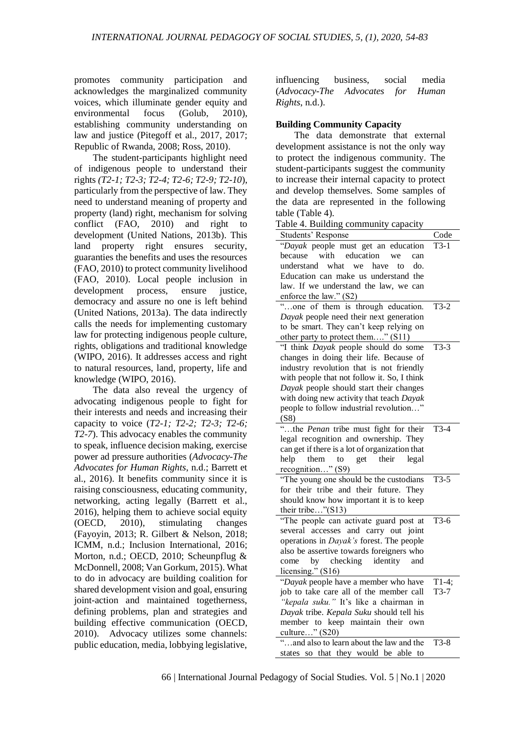promotes community participation and acknowledges the marginalized community voices, which illuminate gender equity and environmental focus (Golub, 2010), establishing community understanding on law and justice (Pitegoff et al., 2017, 2017; Republic of Rwanda, 2008; Ross, 2010).

The student-participants highlight need of indigenous people to understand their rights *(T2-1; T2-3; T2-4; T2-6; T2-9; T2-10*), particularly from the perspective of law. They need to understand meaning of property and property (land) right, mechanism for solving conflict (FAO, 2010) and right to development (United Nations, 2013b). This land property right ensures security, guaranties the benefits and uses the resources (FAO, 2010) to protect community livelihood (FAO, 2010). Local people inclusion in development process, ensure justice, democracy and assure no one is left behind (United Nations, 2013a). The data indirectly calls the needs for implementing customary law for protecting indigenous people culture, rights, obligations and traditional knowledge (WIPO, 2016). It addresses access and right to natural resources, land, property, life and knowledge (WIPO, 2016).

The data also reveal the urgency of advocating indigenous people to fight for their interests and needs and increasing their capacity to voice (*T2-1; T2-2; T2-3; T2-6; T2-7*). This advocacy enables the community to speak, influence decision making, exercise power ad pressure authorities (*Advocacy-The Advocates for Human Rights*, n.d.; Barrett et al., 2016). It benefits community since it is raising consciousness, educating community, networking, acting legally (Barrett et al., 2016), helping them to achieve social equity (OECD, 2010), stimulating changes (Fayoyin, 2013; R. Gilbert & Nelson, 2018; ICMM, n.d.; Inclusion International, 2016; Morton, n.d.; OECD, 2010; Scheunpflug & McDonnell, 2008; Van Gorkum, 2015). What to do in advocacy are building coalition for shared development vision and goal, ensuring joint-action and maintained togetherness, defining problems, plan and strategies and building effective communication (OECD, 2010). Advocacy utilizes some channels: public education, media, lobbying legislative, influencing business, social media (*Advocacy-The Advocates for Human Rights*, n.d.).

**Building Community Capacity**

The data demonstrate that external development assistance is not the only way to protect the indigenous community. The student-participants suggest the community to increase their internal capacity to protect and develop themselves. Some samples of the data are represented in the following table (Table 4).

Table 4. Building community capacity

| Students' Response | Code |
|---|---|
| "*Dayak* people must get an education because with education we can understand what we have to do. Education can make us understand the law. If we understand the law, we can enforce the law." (S2) | T3-1 |
| "…one of them is through education. *Dayak* people need their next generation to be smart. They can't keep relying on other party to protect them…." (S11) | T3-2 |
| "I think *Dayak* people should do some changes in doing their life. Because of industry revolution that is not friendly with people that not follow it. So, I think *Dayak* people should start their changes with doing new activity that teach *Dayak* people to follow industrial revolution…" (S8) | T3-3 |
| "…the *Penan* tribe must fight for their legal recognition and ownership. They can get if there is a lot of organization that help them to get their legal recognition…" (S9) | T3-4 |
| "The young one should be the custodians for their tribe and their future. They should know how important it is to keep their tribe…"(S13) | T3-5 |
| "The people can activate guard post at several accesses and carry out joint operations in *Dayak's* forest. The people also be assertive towards foreigners who come by checking identity and licensing." (S16) | T3-6 |
| "*Dayak* people have a member who have job to take care all of the member call *"kepala suku."* It's like a chairman in *Dayak* tribe. *Kepala Suku* should tell his member to keep maintain their own culture…" (S20) | T1-4; T3-7 |
| "…and also to learn about the law and the states so that they would be able to | T3-8 |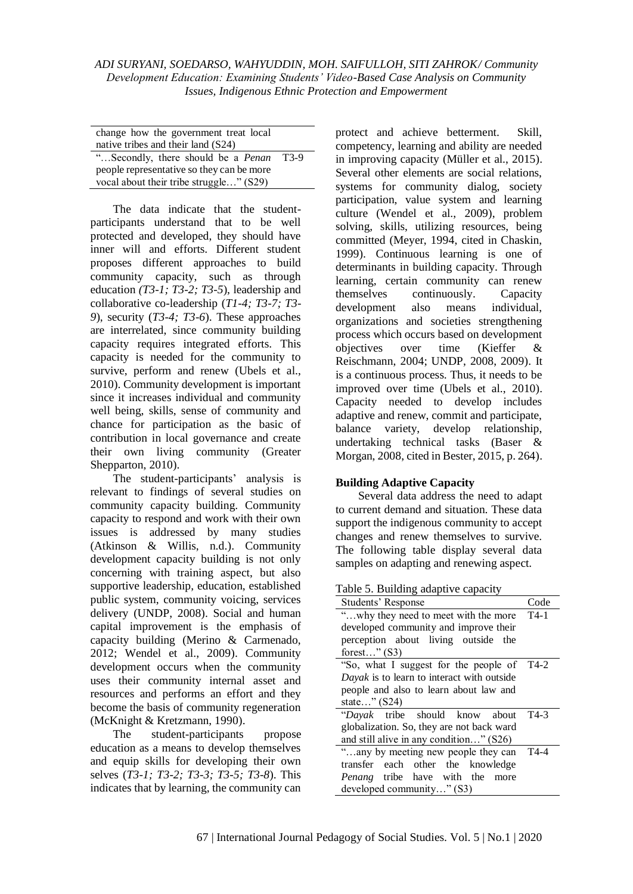| | |
|---|---|
| change how the government treat local native tribes and their land (S24) | |
| "…Secondly, there should be a *Penan* people representative so they can be more vocal about their tribe struggle…" (S29) | T3-9 |

The data indicate that the student-participants understand that to be well protected and developed, they should have inner will and efforts. Different student proposes different approaches to build community capacity, such as through education *(T3-1; T3-2; T3-5*), leadership and collaborative co-leadership (*T1-4; T3-7; T3-9*), security (*T3-4; T3-6*). These approaches are interrelated, since community building capacity requires integrated efforts. This capacity is needed for the community to survive, perform and renew (Ubels et al., 2010). Community development is important since it increases individual and community well being, skills, sense of community and chance for participation as the basic of contribution in local governance and create their own living community (Greater Shepparton, 2010).

The student-participants' analysis is relevant to findings of several studies on community capacity building. Community capacity to respond and work with their own issues is addressed by many studies (Atkinson & Willis, n.d.). Community development capacity building is not only concerning with training aspect, but also supportive leadership, education, established public system, community voicing, services delivery (UNDP, 2008). Social and human capital improvement is the emphasis of capacity building (Merino & Carmenado, 2012; Wendel et al., 2009). Community development occurs when the community uses their community internal asset and resources and performs an effort and they become the basis of community regeneration (McKnight & Kretzmann, 1990).

The student-participants propose education as a means to develop themselves and equip skills for developing their own selves (*T3-1; T3-2; T3-3; T3-5; T3-8*). This indicates that by learning, the community can protect and achieve betterment. Skill, competency, learning and ability are needed in improving capacity (Müller et al., 2015). Several other elements are social relations, systems for community dialog, society participation, value system and learning culture (Wendel et al., 2009), problem solving, skills, utilizing resources, being committed (Meyer, 1994, cited in Chaskin, 1999). Continuous learning is one of determinants in building capacity. Through learning, certain community can renew themselves continuously. Capacity development also means individual, organizations and societies strengthening process which occurs based on development objectives over time (Kieffer & Reischmann, 2004; UNDP, 2008, 2009). It is a continuous process. Thus, it needs to be improved over time (Ubels et al., 2010). Capacity needed to develop includes adaptive and renew, commit and participate, balance variety, develop relationship, undertaking technical tasks (Baser & Morgan, 2008, cited in Bester, 2015, p. 264).

**Building Adaptive Capacity**

Several data address the need to adapt to current demand and situation. These data support the indigenous community to accept changes and renew themselves to survive. The following table display several data samples on adapting and renewing aspect.

Table 5. Building adaptive capacity

| Students' Response | Code |
|---|---|
| "…why they need to meet with the more developed community and improve their perception about living outside the forest…" (S3) | T4-1 |
| "So, what I suggest for the people of *Dayak* is to learn to interact with outside people and also to learn about law and state…" (S24) | T4-2 |
| "*Dayak* tribe should know about globalization. So, they are not back ward and still alive in any condition…" (S26) | T4-3 |
| "…any by meeting new people they can transfer each other the knowledge *Penang* tribe have with the more developed community…" (S3) | T4-4 |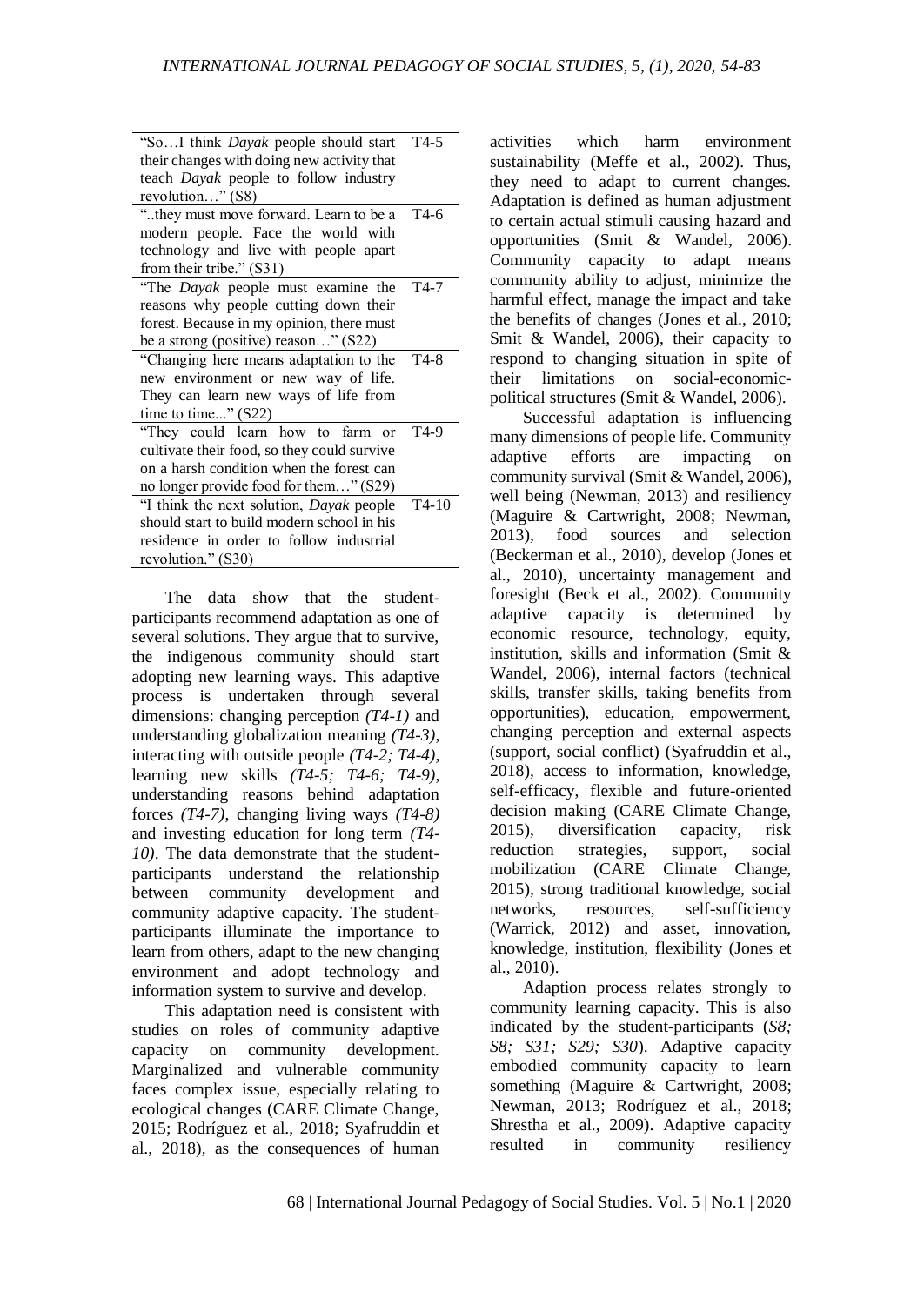| | |
|---|---|
| "So…I think *Dayak* people should start their changes with doing new activity that teach *Dayak* people to follow industry revolution…" (S8) | T4-5 |
| "..they must move forward. Learn to be a modern people. Face the world with technology and live with people apart from their tribe." (S31) | T4-6 |
| "The *Dayak* people must examine the reasons why people cutting down their forest. Because in my opinion, there must be a strong (positive) reason…" (S22) | T4-7 |
| "Changing here means adaptation to the new environment or new way of life. They can learn new ways of life from time to time..." (S22) | T4-8 |
| "They could learn how to farm or cultivate their food, so they could survive on a harsh condition when the forest can no longer provide food for them…" (S29) | T4-9 |
| "I think the next solution, *Dayak* people should start to build modern school in his residence in order to follow industrial revolution." (S30) | T4-10 |

The data show that the student-participants recommend adaptation as one of several solutions. They argue that to survive, the indigenous community should start adopting new learning ways. This adaptive process is undertaken through several dimensions: changing perception *(T4-1)* and understanding globalization meaning *(T4-3)*, interacting with outside people *(T4-2; T4-4)*, learning new skills *(T4-5; T4-6; T4-9)*, understanding reasons behind adaptation forces *(T4-7)*, changing living ways *(T4-8)* and investing education for long term *(T4-10)*. The data demonstrate that the student-participants understand the relationship between community development and community adaptive capacity. The student-participants illuminate the importance to learn from others, adapt to the new changing environment and adopt technology and information system to survive and develop.

This adaptation need is consistent with studies on roles of community adaptive capacity on community development. Marginalized and vulnerable community faces complex issue, especially relating to ecological changes (CARE Climate Change, 2015; Rodríguez et al., 2018; Syafruddin et al., 2018), as the consequences of human activities which harm environment sustainability (Meffe et al., 2002). Thus, they need to adapt to current changes. Adaptation is defined as human adjustment to certain actual stimuli causing hazard and opportunities (Smit & Wandel, 2006). Community capacity to adapt means community ability to adjust, minimize the harmful effect, manage the impact and take the benefits of changes (Jones et al., 2010; Smit & Wandel, 2006), their capacity to respond to changing situation in spite of their limitations on social-economic-political structures (Smit & Wandel, 2006).

Successful adaptation is influencing many dimensions of people life. Community adaptive efforts are impacting on community survival (Smit & Wandel, 2006), well being (Newman, 2013) and resiliency (Maguire & Cartwright, 2008; Newman, 2013), food sources and selection (Beckerman et al., 2010), develop (Jones et al., 2010), uncertainty management and foresight (Beck et al., 2002). Community adaptive capacity is determined by economic resource, technology, equity, institution, skills and information (Smit & Wandel, 2006), internal factors (technical skills, transfer skills, taking benefits from opportunities), education, empowerment, changing perception and external aspects (support, social conflict) (Syafruddin et al., 2018), access to information, knowledge, self-efficacy, flexible and future-oriented decision making (CARE Climate Change, 2015), diversification capacity, risk reduction strategies, support, social mobilization (CARE Climate Change, 2015), strong traditional knowledge, social networks, resources, self-sufficiency (Warrick, 2012) and asset, innovation, knowledge, institution, flexibility (Jones et al., 2010).

Adaption process relates strongly to community learning capacity. This is also indicated by the student-participants (*S8; S8; S31; S29; S30*). Adaptive capacity embodied community capacity to learn something (Maguire & Cartwright, 2008; Newman, 2013; Rodríguez et al., 2018; Shrestha et al., 2009). Adaptive capacity resulted in community resiliency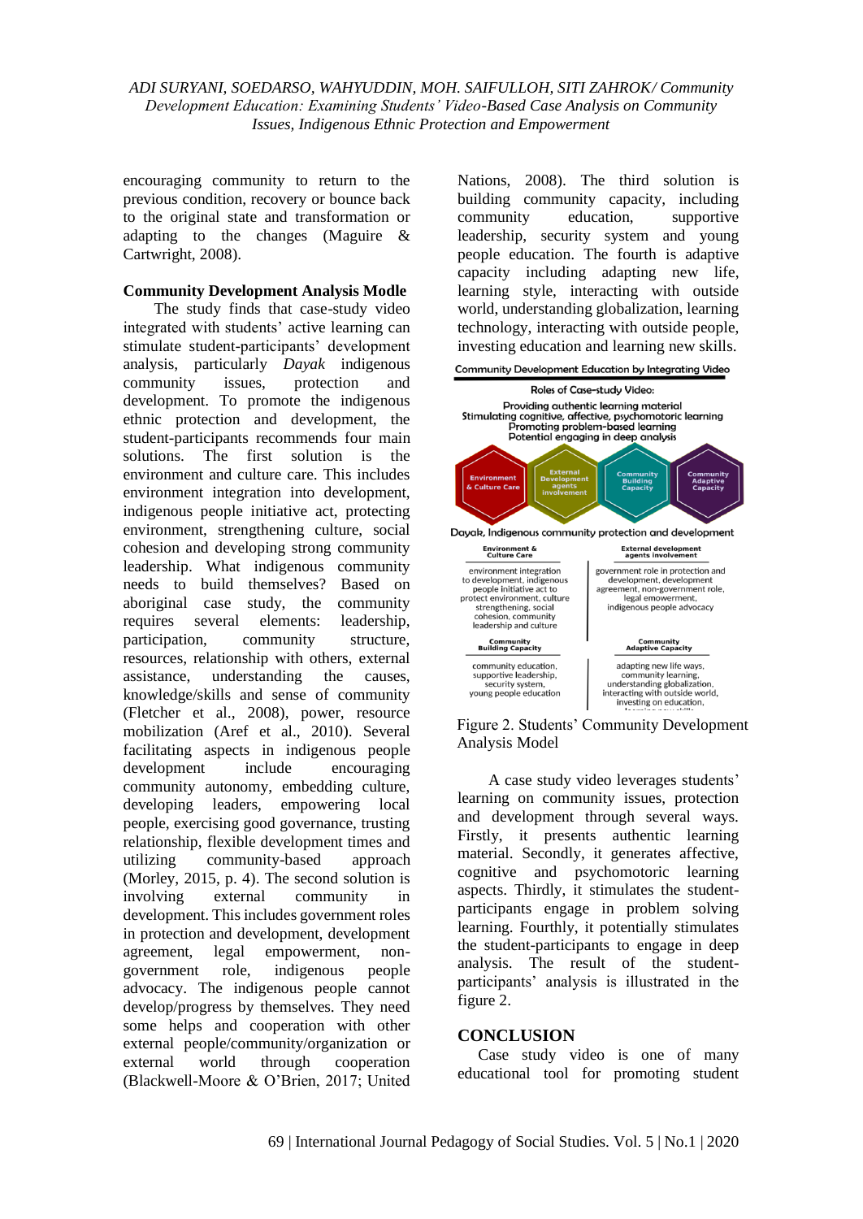encouraging community to return to the previous condition, recovery or bounce back to the original state and transformation or adapting to the changes (Maguire & Cartwright, 2008).

**Community Development Analysis Modle**

The study finds that case-study video integrated with students' active learning can stimulate student-participants' development analysis, particularly *Dayak* indigenous community issues, protection and development. To promote the indigenous ethnic protection and development, the student-participants recommends four main solutions. The first solution is the environment and culture care. This includes environment integration into development, indigenous people initiative act, protecting environment, strengthening culture, social cohesion and developing strong community leadership. What indigenous community needs to build themselves? Based on aboriginal case study, the community requires several elements: leadership, participation, community structure, resources, relationship with others, external assistance, understanding the causes, knowledge/skills and sense of community (Fletcher et al., 2008), power, resource mobilization (Aref et al., 2010). Several facilitating aspects in indigenous people development include encouraging community autonomy, embedding culture, developing leaders, empowering local people, exercising good governance, trusting relationship, flexible development times and utilizing community-based approach (Morley, 2015, p. 4). The second solution is involving external community in development. This includes government roles in protection and development, development agreement, legal empowerment, non-government role, indigenous people advocacy. The indigenous people cannot develop/progress by themselves. They need some helps and cooperation with other external people/community/organization or external world through cooperation (Blackwell-Moore & O'Brien, 2017; United Nations, 2008). The third solution is building community capacity, including community education, supportive leadership, security system and young people education. The fourth is adaptive capacity including adapting new life, learning style, interacting with outside world, understanding globalization, learning technology, interacting with outside people, investing education and learning new skills.

Figure 2. Students' Community Development Analysis Model

A case study video leverages students' learning on community issues, protection and development through several ways. Firstly, it presents authentic learning material. Secondly, it generates affective, cognitive and psychomotoric learning aspects. Thirdly, it stimulates the student-participants engage in problem solving learning. Fourthly, it potentially stimulates the student-participants to engage in deep analysis. The result of the student-participants' analysis is illustrated in the figure 2.

## CONCLUSION

Case study video is one of many educational tool for promoting student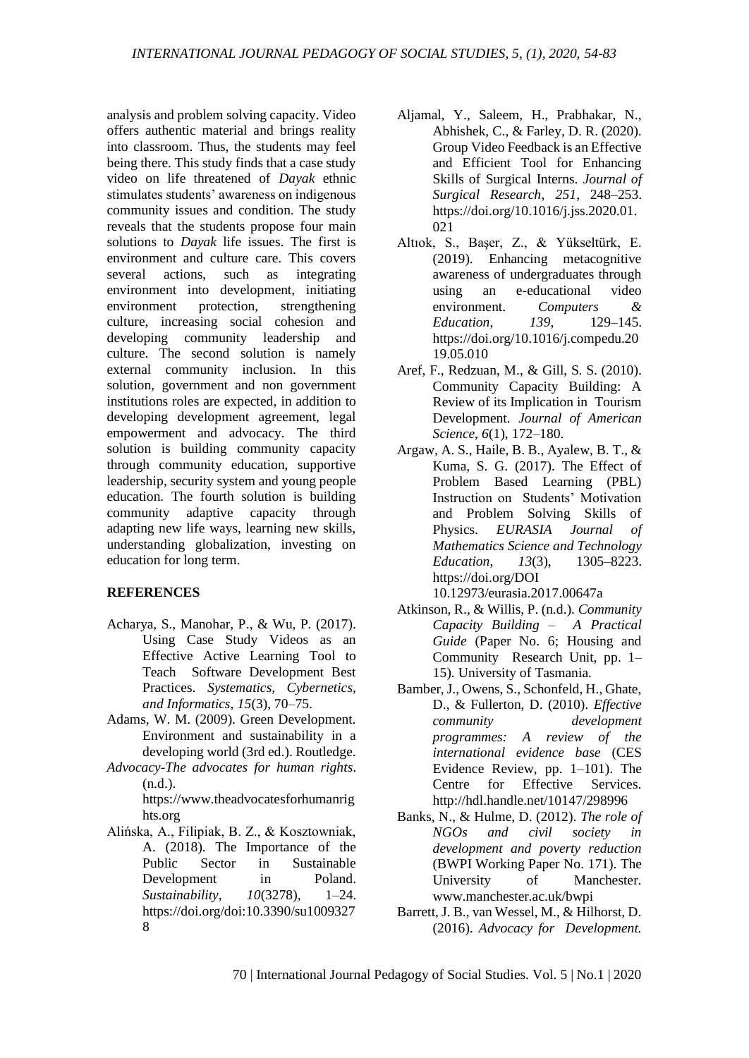analysis and problem solving capacity. Video offers authentic material and brings reality into classroom. Thus, the students may feel being there. This study finds that a case study video on life threatened of *Dayak* ethnic stimulates students' awareness on indigenous community issues and condition. The study reveals that the students propose four main solutions to *Dayak* life issues. The first is environment and culture care. This covers several actions, such as integrating environment into development, initiating environment protection, strengthening culture, increasing social cohesion and developing community leadership and culture. The second solution is namely external community inclusion. In this solution, government and non government institutions roles are expected, in addition to developing development agreement, legal empowerment and advocacy. The third solution is building community capacity through community education, supportive leadership, security system and young people education. The fourth solution is building community adaptive capacity through adapting new life ways, learning new skills, understanding globalization, investing on education for long term.

## REFERENCES

Acharya, S., Manohar, P., & Wu, P. (2017). Using Case Study Videos as an Effective Active Learning Tool to Teach Software Development Best Practices. *Systematics, Cybernetics, and Informatics*, *15*(3), 70–75.

Adams, W. M. (2009). Green Development. Environment and sustainability in a developing world (3rd ed.). Routledge.

*Advocacy-The advocates for human rights*. (n.d.). https://www.theadvocatesforhumanrights.org

Alińska, A., Filipiak, B. Z., & Kosztowniak, A. (2018). The Importance of the Public Sector in Sustainable Development in Poland. *Sustainability*, *10*(3278), 1–24. https://doi.org/doi:10.3390/su10093278

Aljamal, Y., Saleem, H., Prabhakar, N., Abhishek, C., & Farley, D. R. (2020). Group Video Feedback is an Effective and Efficient Tool for Enhancing Skills of Surgical Interns. *Journal of Surgical Research*, *251*, 248–253. https://doi.org/10.1016/j.jss.2020.01.021

Altıok, S., Başer, Z., & Yükseltürk, E. (2019). Enhancing metacognitive awareness of undergraduates through using an e-educational video environment. *Computers & Education*, *139*, 129–145. https://doi.org/10.1016/j.compedu.2019.05.010

Aref, F., Redzuan, M., & Gill, S. S. (2010). Community Capacity Building: A Review of its Implication in Tourism Development. *Journal of American Science*, *6*(1), 172–180.

Argaw, A. S., Haile, B. B., Ayalew, B. T., & Kuma, S. G. (2017). The Effect of Problem Based Learning (PBL) Instruction on Students' Motivation and Problem Solving Skills of Physics. *EURASIA Journal of Mathematics Science and Technology Education*, *13*(3), 1305–8223. https://doi.org/DOI 10.12973/eurasia.2017.00647a

Atkinson, R., & Willis, P. (n.d.). *Community Capacity Building – A Practical Guide* (Paper No. 6; Housing and Community Research Unit, pp. 1–15). University of Tasmania.

Bamber, J., Owens, S., Schonfeld, H., Ghate, D., & Fullerton, D. (2010). *Effective community development programmes: A review of the international evidence base* (CES Evidence Review, pp. 1–101). The Centre for Effective Services. http://hdl.handle.net/10147/298996

Banks, N., & Hulme, D. (2012). *The role of NGOs and civil society in development and poverty reduction* (BWPI Working Paper No. 171). The University of Manchester. www.manchester.ac.uk/bwpi

Barrett, J. B., van Wessel, M., & Hilhorst, D. (2016). *Advocacy for Development.*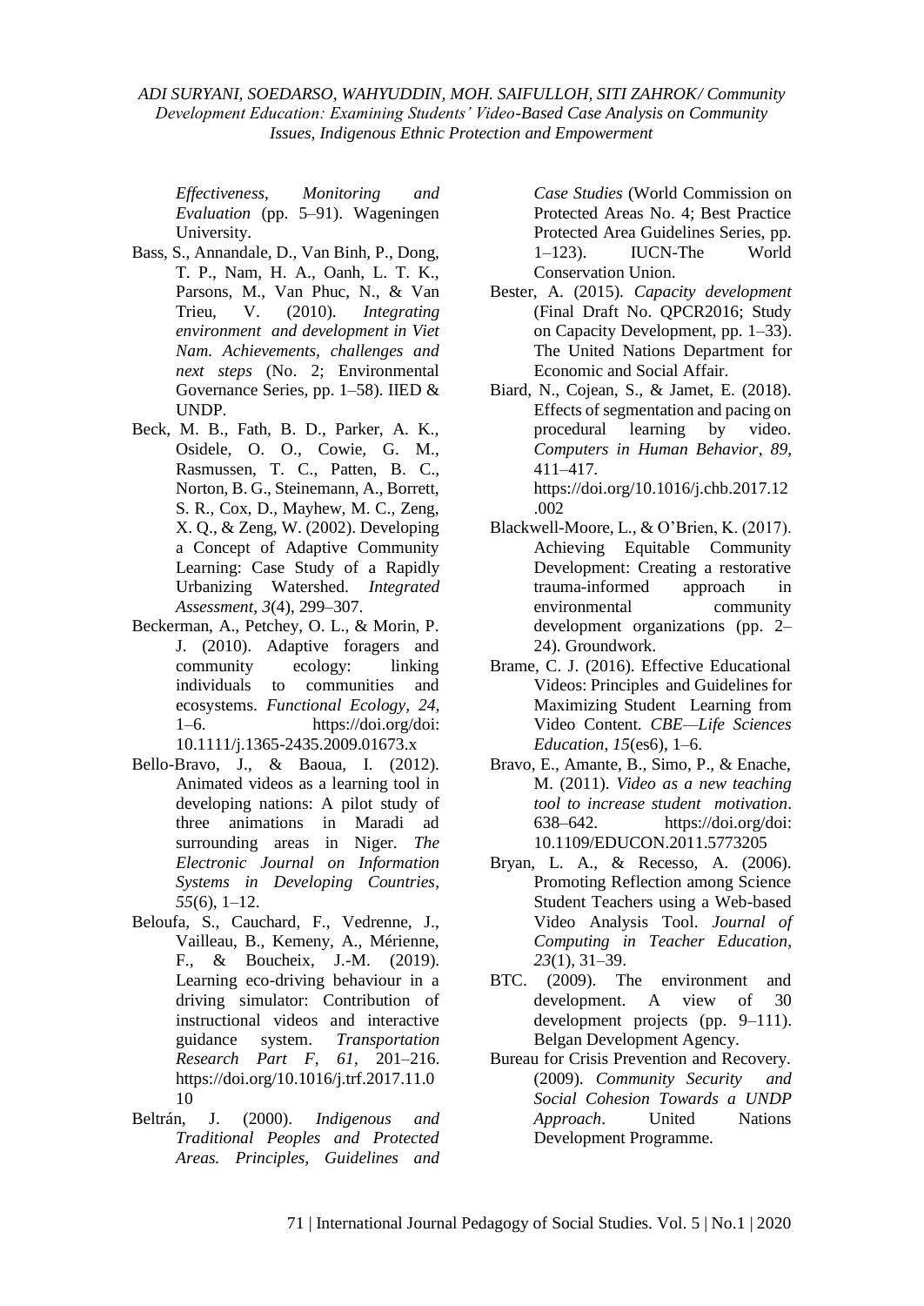*Effectiveness, Monitoring and Evaluation* (pp. 5–91). Wageningen University.

Bass, S., Annandale, D., Van Binh, P., Dong, T. P., Nam, H. A., Oanh, L. T. K., Parsons, M., Van Phuc, N., & Van Trieu, V. (2010). *Integrating environment and development in Viet Nam. Achievements, challenges and next steps* (No. 2; Environmental Governance Series, pp. 1–58). IIED & UNDP.

Beck, M. B., Fath, B. D., Parker, A. K., Osidele, O. O., Cowie, G. M., Rasmussen, T. C., Patten, B. C., Norton, B. G., Steinemann, A., Borrett, S. R., Cox, D., Mayhew, M. C., Zeng, X. Q., & Zeng, W. (2002). Developing a Concept of Adaptive Community Learning: Case Study of a Rapidly Urbanizing Watershed. *Integrated Assessment*, *3*(4), 299–307.

Beckerman, A., Petchey, O. L., & Morin, P. J. (2010). Adaptive foragers and community ecology: linking individuals to communities and ecosystems. *Functional Ecology*, *24*, 1–6. https://doi.org/doi: 10.1111/j.1365-2435.2009.01673.x

Bello-Bravo, J., & Baoua, I. (2012). Animated videos as a learning tool in developing nations: A pilot study of three animations in Maradi ad surrounding areas in Niger. *The Electronic Journal on Information Systems in Developing Countries*, *55*(6), 1–12.

Beloufa, S., Cauchard, F., Vedrenne, J., Vailleau, B., Kemeny, A., Mérienne, F., & Boucheix, J.-M. (2019). Learning eco-driving behaviour in a driving simulator: Contribution of instructional videos and interactive guidance system. *Transportation Research Part F*, *61*, 201–216. https://doi.org/10.1016/j.trf.2017.11.010

Beltrán, J. (2000). *Indigenous and Traditional Peoples and Protected Areas. Principles, Guidelines and Case Studies* (World Commission on Protected Areas No. 4; Best Practice Protected Area Guidelines Series, pp. 1–123). IUCN-The World Conservation Union.

Bester, A. (2015). *Capacity development* (Final Draft No. QPCR2016; Study on Capacity Development, pp. 1–33). The United Nations Department for Economic and Social Affair.

Biard, N., Cojean, S., & Jamet, E. (2018). Effects of segmentation and pacing on procedural learning by video. *Computers in Human Behavior*, *89*, 411–417. https://doi.org/10.1016/j.chb.2017.12.002

Blackwell-Moore, L., & O'Brien, K. (2017). Achieving Equitable Community Development: Creating a restorative trauma-informed approach in environmental community development organizations (pp. 2–24). Groundwork.

Brame, C. J. (2016). Effective Educational Videos: Principles and Guidelines for Maximizing Student Learning from Video Content. *CBE—Life Sciences Education*, *15*(es6), 1–6.

Bravo, E., Amante, B., Simo, P., & Enache, M. (2011). *Video as a new teaching tool to increase student motivation*. 638–642. https://doi.org/doi: 10.1109/EDUCON.2011.5773205

Bryan, L. A., & Recesso, A. (2006). Promoting Reflection among Science Student Teachers using a Web-based Video Analysis Tool. *Journal of Computing in Teacher Education*, *23*(1), 31–39.

BTC. (2009). The environment and development. A view of 30 development projects (pp. 9–111). Belgan Development Agency.

Bureau for Crisis Prevention and Recovery. (2009). *Community Security and Social Cohesion Towards a UNDP Approach*. United Nations Development Programme.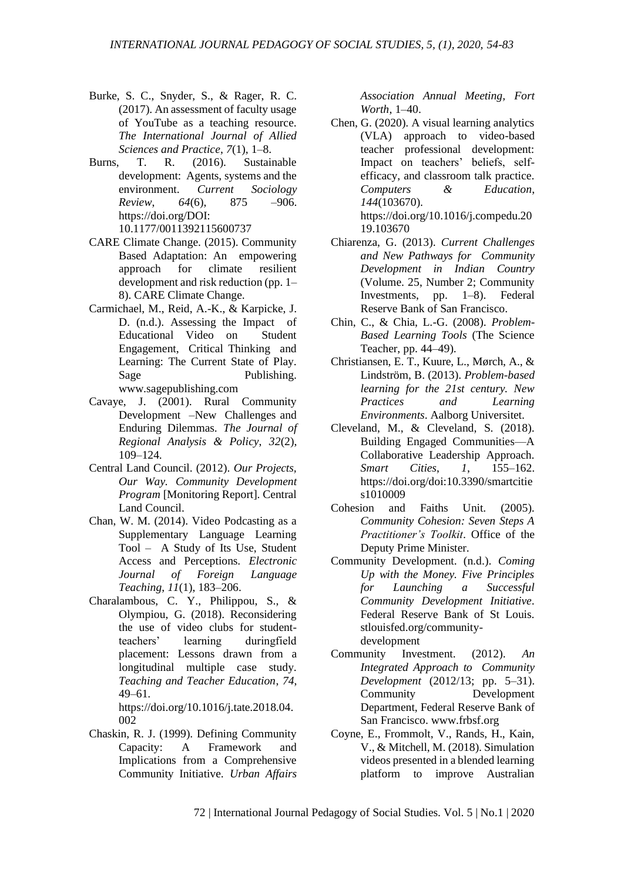Burke, S. C., Snyder, S., & Rager, R. C. (2017). An assessment of faculty usage of YouTube as a teaching resource. *The International Journal of Allied Sciences and Practice*, *7*(1), 1–8.

Burns, T. R. (2016). Sustainable development: Agents, systems and the environment. *Current Sociology Review*, *64*(6), 875 –906. https://doi.org/DOI: 10.1177/0011392115600737

CARE Climate Change. (2015). Community Based Adaptation: An empowering approach for climate resilient development and risk reduction (pp. 1–8). CARE Climate Change.

Carmichael, M., Reid, A.-K., & Karpicke, J. D. (n.d.). Assessing the Impact of Educational Video on Student Engagement, Critical Thinking and Learning: The Current State of Play. Sage Publishing. www.sagepublishing.com

Cavaye, J. (2001). Rural Community Development –New Challenges and Enduring Dilemmas. *The Journal of Regional Analysis & Policy*, *32*(2), 109–124.

Central Land Council. (2012). *Our Projects, Our Way. Community Development Program* [Monitoring Report]. Central Land Council.

Chan, W. M. (2014). Video Podcasting as a Supplementary Language Learning Tool – A Study of Its Use, Student Access and Perceptions. *Electronic Journal of Foreign Language Teaching*, *11*(1), 183–206.

Charalambous, C. Y., Philippou, S., & Olympiou, G. (2018). Reconsidering the use of video clubs for student-teachers' learning duringfield placement: Lessons drawn from a longitudinal multiple case study. *Teaching and Teacher Education*, *74*, 49–61. https://doi.org/10.1016/j.tate.2018.04.002

Chaskin, R. J. (1999). Defining Community Capacity: A Framework and Implications from a Comprehensive Community Initiative. *Urban Affairs Association Annual Meeting, Fort Worth*, 1–40.

Chen, G. (2020). A visual learning analytics (VLA) approach to video-based teacher professional development: Impact on teachers' beliefs, self-efficacy, and classroom talk practice. *Computers & Education*, *144*(103670). https://doi.org/10.1016/j.compedu.2019.103670

Chiarenza, G. (2013). *Current Challenges and New Pathways for Community Development in Indian Country* (Volume. 25, Number 2; Community Investments, pp. 1–8). Federal Reserve Bank of San Francisco.

Chin, C., & Chia, L.-G. (2008). *Problem-Based Learning Tools* (The Science Teacher, pp. 44–49).

Christiansen, E. T., Kuure, L., Mørch, A., & Lindström, B. (2013). *Problem-based learning for the 21st century. New Practices and Learning Environments*. Aalborg Universitet.

Cleveland, M., & Cleveland, S. (2018). Building Engaged Communities—A Collaborative Leadership Approach. *Smart Cities*, *1*, 155–162. https://doi.org/doi:10.3390/smartcities1010009

Cohesion and Faiths Unit. (2005). *Community Cohesion: Seven Steps A Practitioner's Toolkit*. Office of the Deputy Prime Minister.

Community Development. (n.d.). *Coming Up with the Money. Five Principles for Launching a Successful Community Development Initiative*. Federal Reserve Bank of St Louis. stlouisfed.org/community-development

Community Investment. (2012). *An Integrated Approach to Community Development* (2012/13; pp. 5–31). Community Development Department, Federal Reserve Bank of San Francisco. www.frbsf.org

Coyne, E., Frommolt, V., Rands, H., Kain, V., & Mitchell, M. (2018). Simulation videos presented in a blended learning platform to improve Australian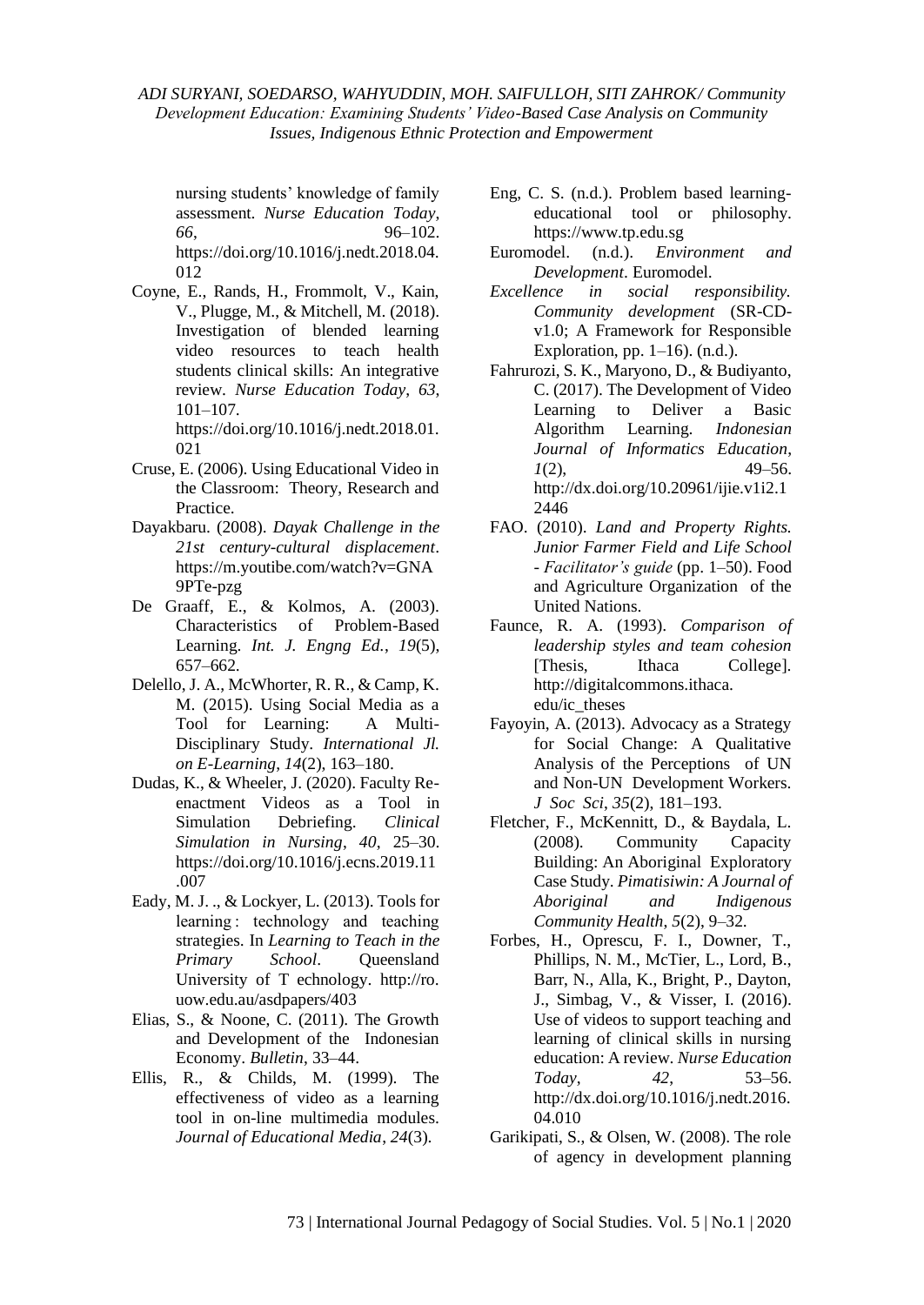nursing students' knowledge of family assessment. *Nurse Education Today*, *66*, 96–102. https://doi.org/10.1016/j.nedt.2018.04.012

Coyne, E., Rands, H., Frommolt, V., Kain, V., Plugge, M., & Mitchell, M. (2018). Investigation of blended learning video resources to teach health students clinical skills: An integrative review. *Nurse Education Today*, *63*, 101–107. https://doi.org/10.1016/j.nedt.2018.01.021

Cruse, E. (2006). Using Educational Video in the Classroom: Theory, Research and Practice.

Dayakbaru. (2008). *Dayak Challenge in the 21st century-cultural displacement*. https://m.youtibe.com/watch?v=GNA9PTe-pzg

De Graaff, E., & Kolmos, A. (2003). Characteristics of Problem-Based Learning. *Int. J. Engng Ed.*, *19*(5), 657–662.

Delello, J. A., McWhorter, R. R., & Camp, K. M. (2015). Using Social Media as a Tool for Learning: A Multi-Disciplinary Study. *International Jl. on E-Learning*, *14*(2), 163–180.

Dudas, K., & Wheeler, J. (2020). Faculty Re-enactment Videos as a Tool in Simulation Debriefing. *Clinical Simulation in Nursing*, *40*, 25–30. https://doi.org/10.1016/j.ecns.2019.11.007

Eady, M. J. ., & Lockyer, L. (2013). Tools for learning : technology and teaching strategies. In *Learning to Teach in the Primary School*. Queensland University of T echnology. http://ro.uow.edu.au/asdpapers/403

Elias, S., & Noone, C. (2011). The Growth and Development of the Indonesian Economy. *Bulletin*, 33–44.

Ellis, R., & Childs, M. (1999). The effectiveness of video as a learning tool in on-line multimedia modules. *Journal of Educational Media*, *24*(3).

Eng, C. S. (n.d.). Problem based learning-educational tool or philosophy. https://www.tp.edu.sg

Euromodel. (n.d.). *Environment and Development*. Euromodel.

*Excellence in social responsibility. Community development* (SR-CD-v1.0; A Framework for Responsible Exploration, pp. 1–16). (n.d.).

Fahrurozi, S. K., Maryono, D., & Budiyanto, C. (2017). The Development of Video Learning to Deliver a Basic Algorithm Learning. *Indonesian Journal of Informatics Education*, *1*(2), 49–56. http://dx.doi.org/10.20961/ijie.v1i2.12446

FAO. (2010). *Land and Property Rights. Junior Farmer Field and Life School - Facilitator's guide* (pp. 1–50). Food and Agriculture Organization of the United Nations.

Faunce, R. A. (1993). *Comparison of leadership styles and team cohesion* [Thesis, Ithaca College]. http://digitalcommons.ithaca.edu/ic_theses

Fayoyin, A. (2013). Advocacy as a Strategy for Social Change: A Qualitative Analysis of the Perceptions of UN and Non-UN Development Workers. *J Soc Sci*, *35*(2), 181–193.

Fletcher, F., McKennitt, D., & Baydala, L. (2008). Community Capacity Building: An Aboriginal Exploratory Case Study. *Pimatisiwin: A Journal of Aboriginal and Indigenous Community Health*, *5*(2), 9–32.

Forbes, H., Oprescu, F. I., Downer, T., Phillips, N. M., McTier, L., Lord, B., Barr, N., Alla, K., Bright, P., Dayton, J., Simbag, V., & Visser, I. (2016). Use of videos to support teaching and learning of clinical skills in nursing education: A review. *Nurse Education Today*, *42*, 53–56. http://dx.doi.org/10.1016/j.nedt.2016.04.010

Garikipati, S., & Olsen, W. (2008). The role of agency in development planning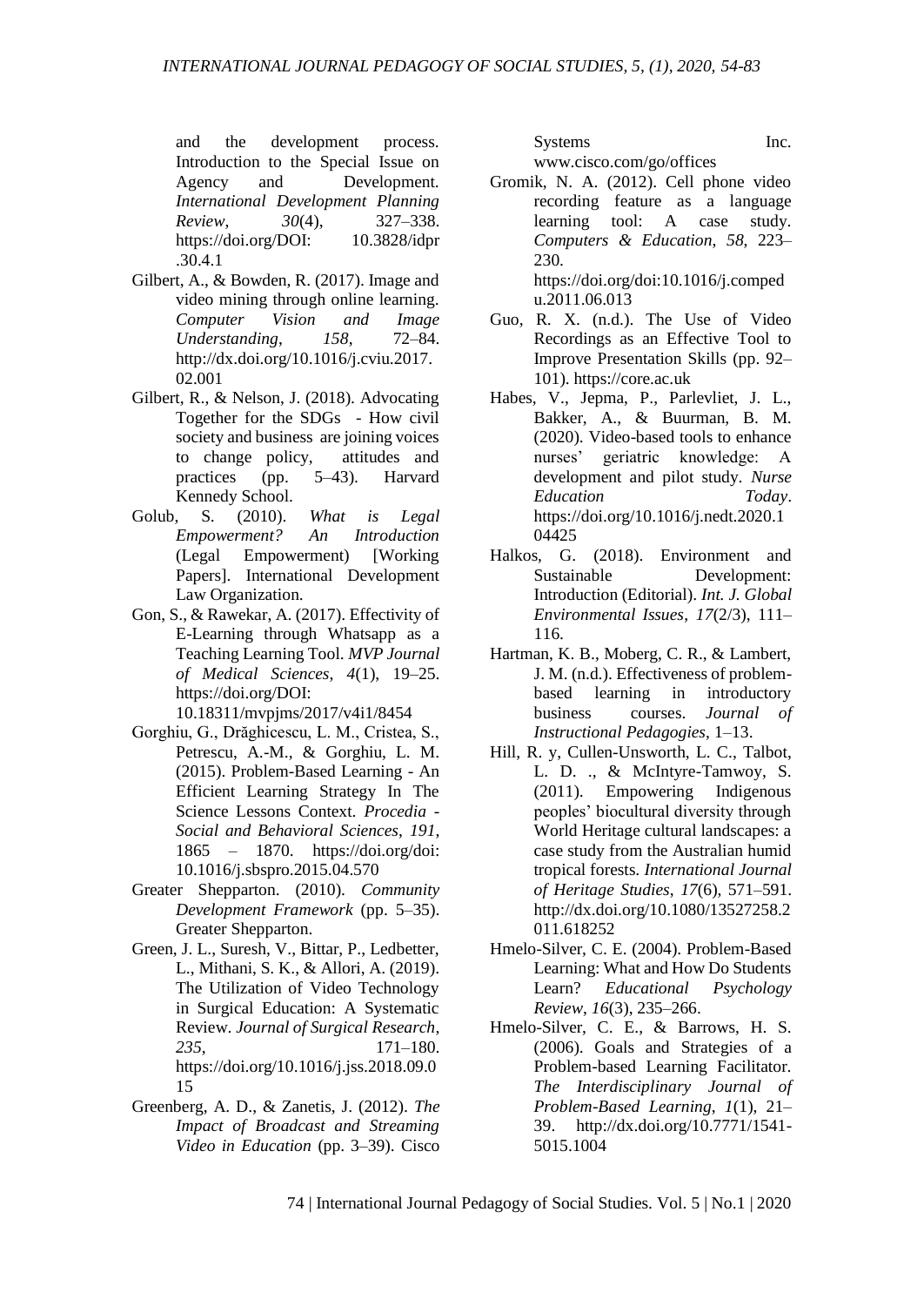and the development process. Introduction to the Special Issue on Agency and Development. *International Development Planning Review*, *30*(4), 327–338. https://doi.org/DOI: 10.3828/idpr .30.4.1

Gilbert, A., & Bowden, R. (2017). Image and video mining through online learning. *Computer Vision and Image Understanding*, *158*, 72–84. http://dx.doi.org/10.1016/j.cviu.2017. 02.001

Gilbert, R., & Nelson, J. (2018). Advocating Together for the SDGs - How civil society and business are joining voices to change policy, attitudes and practices (pp. 5–43). Harvard Kennedy School.

Golub, S. (2010). *What is Legal Empowerment? An Introduction* (Legal Empowerment) [Working Papers]. International Development Law Organization.

Gon, S., & Rawekar, A. (2017). Effectivity of E-Learning through Whatsapp as a Teaching Learning Tool. *MVP Journal of Medical Sciences*, *4*(1), 19–25. https://doi.org/DOI: 10.18311/mvpjms/2017/v4i1/8454

Gorghiu, G., Drăghicescu, L. M., Cristea, S., Petrescu, A.-M., & Gorghiu, L. M. (2015). Problem-Based Learning - An Efficient Learning Strategy In The Science Lessons Context. *Procedia - Social and Behavioral Sciences*, *191*, 1865 – 1870. https://doi.org/doi: 10.1016/j.sbspro.2015.04.570

Greater Shepparton. (2010). *Community Development Framework* (pp. 5–35). Greater Shepparton.

Green, J. L., Suresh, V., Bittar, P., Ledbetter, L., Mithani, S. K., & Allori, A. (2019). The Utilization of Video Technology in Surgical Education: A Systematic Review. *Journal of Surgical Research*, *235*, 171–180. https://doi.org/10.1016/j.jss.2018.09.0 15

Greenberg, A. D., & Zanetis, J. (2012). *The Impact of Broadcast and Streaming Video in Education* (pp. 3–39). Cisco Systems Inc. www.cisco.com/go/offices

Gromik, N. A. (2012). Cell phone video recording feature as a language learning tool: A case study. *Computers & Education*, *58*, 223–230. https://doi.org/doi:10.1016/j.comped u.2011.06.013

Guo, R. X. (n.d.). The Use of Video Recordings as an Effective Tool to Improve Presentation Skills (pp. 92–101). https://core.ac.uk

Habes, V., Jepma, P., Parlevliet, J. L., Bakker, A., & Buurman, B. M. (2020). Video-based tools to enhance nurses' geriatric knowledge: A development and pilot study. *Nurse Education Today*. https://doi.org/10.1016/j.nedt.2020.1 04425

Halkos, G. (2018). Environment and Sustainable Development: Introduction (Editorial). *Int. J. Global Environmental Issues*, *17*(2/3), 111–116.

Hartman, K. B., Moberg, C. R., & Lambert, J. M. (n.d.). Effectiveness of problem-based learning in introductory business courses. *Journal of Instructional Pedagogies*, 1–13.

Hill, R. y, Cullen-Unsworth, L. C., Talbot, L. D. ., & McIntyre-Tamwoy, S. (2011). Empowering Indigenous peoples' biocultural diversity through World Heritage cultural landscapes: a case study from the Australian humid tropical forests. *International Journal of Heritage Studies*, *17*(6), 571–591. http://dx.doi.org/10.1080/13527258.2 011.618252

Hmelo-Silver, C. E. (2004). Problem-Based Learning: What and How Do Students Learn? *Educational Psychology Review*, *16*(3), 235–266.

Hmelo-Silver, C. E., & Barrows, H. S. (2006). Goals and Strategies of a Problem-based Learning Facilitator. *The Interdisciplinary Journal of Problem-Based Learning*, *1*(1), 21–39. http://dx.doi.org/10.7771/1541-5015.1004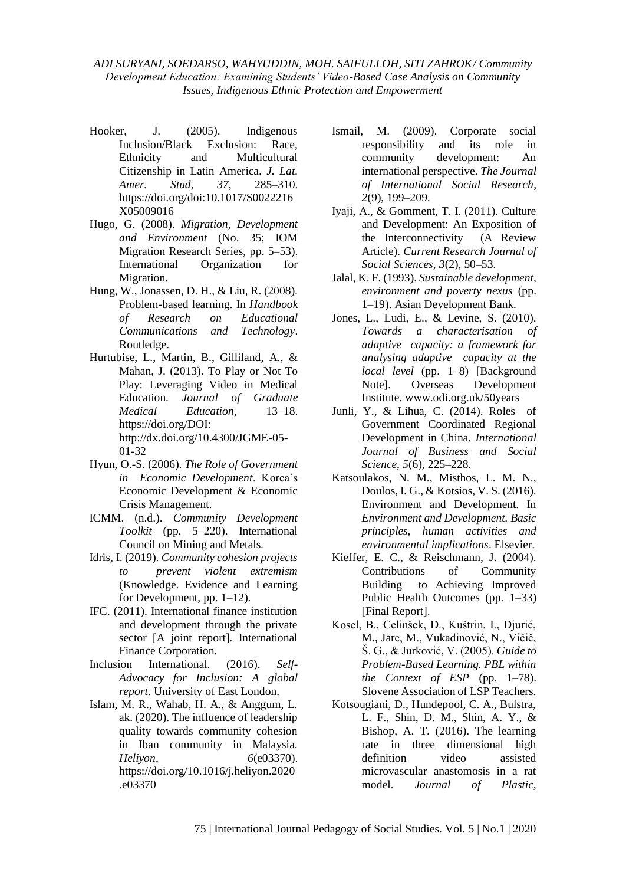Hooker, J. (2005). Indigenous Inclusion/Black Exclusion: Race, Ethnicity and Multicultural Citizenship in Latin America. *J. Lat. Amer. Stud*, *37*, 285–310. https://doi.org/doi:10.1017/S0022216X05009016

Hugo, G. (2008). *Migration, Development and Environment* (No. 35; IOM Migration Research Series, pp. 5–53). International Organization for Migration.

Hung, W., Jonassen, D. H., & Liu, R. (2008). Problem-based learning. In *Handbook of Research on Educational Communications and Technology*. Routledge.

Hurtubise, L., Martin, B., Gilliland, A., & Mahan, J. (2013). To Play or Not To Play: Leveraging Video in Medical Education. *Journal of Graduate Medical Education*, 13–18. https://doi.org/DOI: http://dx.doi.org/10.4300/JGME-05-01-32

Hyun, O.-S. (2006). *The Role of Government in Economic Development*. Korea's Economic Development & Economic Crisis Management.

ICMM. (n.d.). *Community Development Toolkit* (pp. 5–220). International Council on Mining and Metals.

Idris, I. (2019). *Community cohesion projects to prevent violent extremism* (Knowledge. Evidence and Learning for Development, pp. 1–12).

IFC. (2011). International finance institution and development through the private sector [A joint report]. International Finance Corporation.

Inclusion International. (2016). *Self-Advocacy for Inclusion: A global report*. University of East London.

Islam, M. R., Wahab, H. A., & Anggum, L. ak. (2020). The influence of leadership quality towards community cohesion in Iban community in Malaysia. *Heliyon*, *6*(e03370). https://doi.org/10.1016/j.heliyon.2020.e03370

Ismail, M. (2009). Corporate social responsibility and its role in community development: An international perspective. *The Journal of International Social Research*, *2*(9), 199–209.

Iyaji, A., & Gomment, T. I. (2011). Culture and Development: An Exposition of the Interconnectivity (A Review Article). *Current Research Journal of Social Sciences*, *3*(2), 50–53.

Jalal, K. F. (1993). *Sustainable development, environment and poverty nexus* (pp. 1–19). Asian Development Bank.

Jones, L., Ludi, E., & Levine, S. (2010). *Towards a characterisation of adaptive capacity: a framework for analysing adaptive capacity at the local level* (pp. 1–8) [Background Note]. Overseas Development Institute. www.odi.org.uk/50years

Junli, Y., & Lihua, C. (2014). Roles of Government Coordinated Regional Development in China. *International Journal of Business and Social Science*, *5*(6), 225–228.

Katsoulakos, N. M., Misthos, L. M. N., Doulos, I. G., & Kotsios, V. S. (2016). Environment and Development. In *Environment and Development. Basic principles, human activities and environmental implications*. Elsevier.

Kieffer, E. C., & Reischmann, J. (2004). Contributions of Community Building to Achieving Improved Public Health Outcomes (pp. 1–33) [Final Report].

Kosel, B., Celinšek, D., Kuštrin, I., Djurić, M., Jarc, M., Vukadinović, N., Vičič, Š. G., & Jurković, V. (2005). *Guide to Problem-Based Learning. PBL within the Context of ESP* (pp. 1–78). Slovene Association of LSP Teachers.

Kotsougiani, D., Hundepool, C. A., Bulstra, L. F., Shin, D. M., Shin, A. Y., & Bishop, A. T. (2016). The learning rate in three dimensional high definition video assisted microvascular anastomosis in a rat model. *Journal of Plastic,*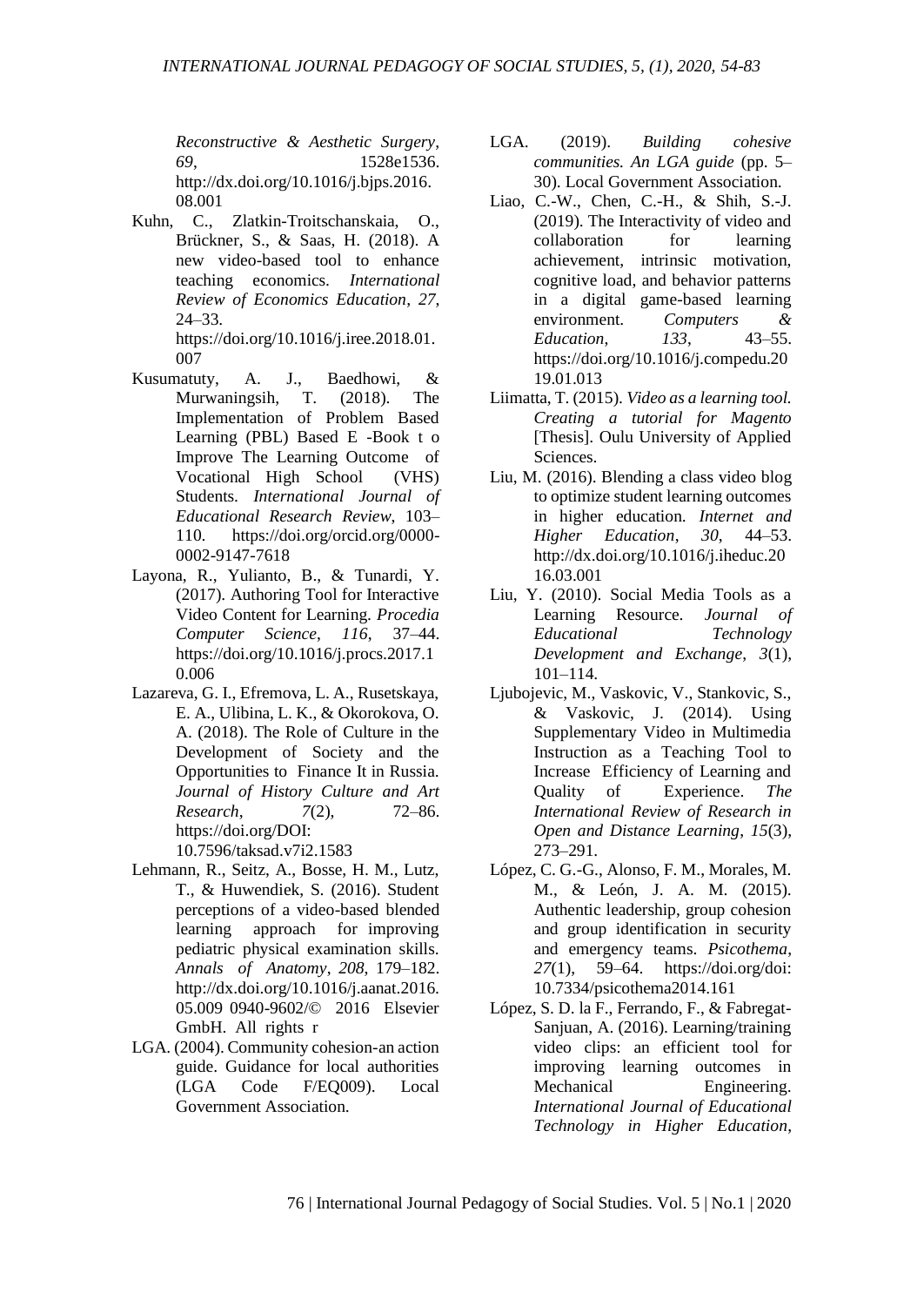*Reconstructive & Aesthetic Surgery*, *69*, 1528e1536. http://dx.doi.org/10.1016/j.bjps.2016.08.001

Kuhn, C., Zlatkin-Troitschanskaia, O., Brückner, S., & Saas, H. (2018). A new video-based tool to enhance teaching economics. *International Review of Economics Education*, *27*, 24–33. https://doi.org/10.1016/j.iree.2018.01.007

Kusumatuty, A. J., Baedhowi, & Murwaningsih, T. (2018). The Implementation of Problem Based Learning (PBL) Based E -Book t o Improve The Learning Outcome of Vocational High School (VHS) Students. *International Journal of Educational Research Review*, 103–110. https://doi.org/orcid.org/0000-0002-9147-7618

Layona, R., Yulianto, B., & Tunardi, Y. (2017). Authoring Tool for Interactive Video Content for Learning. *Procedia Computer Science*, *116*, 37–44. https://doi.org/10.1016/j.procs.2017.10.006

Lazareva, G. I., Efremova, L. A., Rusetskaya, E. A., Ulibina, L. K., & Okorokova, O. A. (2018). The Role of Culture in the Development of Society and the Opportunities to Finance It in Russia. *Journal of History Culture and Art Research*, *7*(2), 72–86. https://doi.org/DOI: 10.7596/taksad.v7i2.1583

Lehmann, R., Seitz, A., Bosse, H. M., Lutz, T., & Huwendiek, S. (2016). Student perceptions of a video-based blended learning approach for improving pediatric physical examination skills. *Annals of Anatomy*, *208*, 179–182. http://dx.doi.org/10.1016/j.aanat.2016.05.009 0940-9602/© 2016 Elsevier GmbH. All rights r

LGA. (2004). Community cohesion-an action guide. Guidance for local authorities (LGA Code F/EQ009). Local Government Association.

LGA. (2019). *Building cohesive communities. An LGA guide* (pp. 5–30). Local Government Association.

Liao, C.-W., Chen, C.-H., & Shih, S.-J. (2019). The Interactivity of video and collaboration for learning achievement, intrinsic motivation, cognitive load, and behavior patterns in a digital game-based learning environment. *Computers & Education*, *133*, 43–55. https://doi.org/10.1016/j.compedu.2019.01.013

Liimatta, T. (2015). *Video as a learning tool. Creating a tutorial for Magento* [Thesis]. Oulu University of Applied Sciences.

Liu, M. (2016). Blending a class video blog to optimize student learning outcomes in higher education. *Internet and Higher Education*, *30*, 44–53. http://dx.doi.org/10.1016/j.iheduc.2016.03.001

Liu, Y. (2010). Social Media Tools as a Learning Resource. *Journal of Educational Technology Development and Exchange*, *3*(1), 101–114.

Ljubojevic, M., Vaskovic, V., Stankovic, S., & Vaskovic, J. (2014). Using Supplementary Video in Multimedia Instruction as a Teaching Tool to Increase Efficiency of Learning and Quality of Experience. *The International Review of Research in Open and Distance Learning*, *15*(3), 273–291.

López, C. G.-G., Alonso, F. M., Morales, M. M., & León, J. A. M. (2015). Authentic leadership, group cohesion and group identification in security and emergency teams. *Psicothema*, *27*(1), 59–64. https://doi.org/doi: 10.7334/psicothema2014.161

López, S. D. la F., Ferrando, F., & Fabregat-Sanjuan, A. (2016). Learning/training video clips: an efficient tool for improving learning outcomes in Mechanical Engineering. *International Journal of Educational Technology in Higher Education*,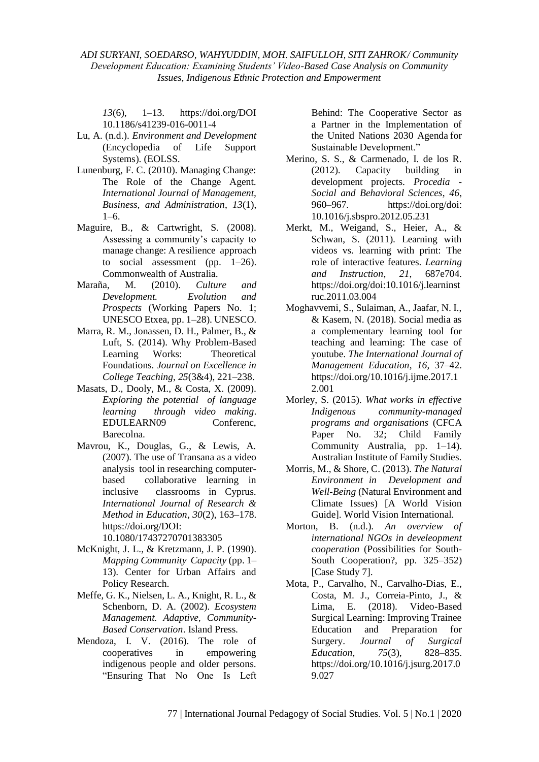*13*(6), 1–13. https://doi.org/DOI 10.1186/s41239-016-0011-4

Lu, A. (n.d.). *Environment and Development* (Encyclopedia of Life Support Systems). (EOLSS.

Lunenburg, F. C. (2010). Managing Change: The Role of the Change Agent. *International Journal of Management, Business, and Administration*, *13*(1), 1–6.

Maguire, B., & Cartwright, S. (2008). Assessing a community's capacity to manage change: A resilience approach to social assessment (pp. 1–26). Commonwealth of Australia.

Maraña, M. (2010). *Culture and Development. Evolution and Prospects* (Working Papers No. 1; UNESCO Etxea, pp. 1–28). UNESCO.

Marra, R. M., Jonassen, D. H., Palmer, B., & Luft, S. (2014). Why Problem-Based Learning Works: Theoretical Foundations. *Journal on Excellence in College Teaching*, *25*(3&4), 221–238.

Masats, D., Dooly, M., & Costa, X. (2009). *Exploring the potential of language learning through video making*. EDULEARN09 Conferenc, Barecolna.

Mavrou, K., Douglas, G., & Lewis, A. (2007). The use of Transana as a video analysis tool in researching computer-based collaborative learning in inclusive classrooms in Cyprus. *International Journal of Research & Method in Education*, *30*(2), 163–178. https://doi.org/DOI: 10.1080/17437270701383305

McKnight, J. L., & Kretzmann, J. P. (1990). *Mapping Community Capacity* (pp. 1–13). Center for Urban Affairs and Policy Research.

Meffe, G. K., Nielsen, L. A., Knight, R. L., & Schenborn, D. A. (2002). *Ecosystem Management. Adaptive, Community-Based Conservation*. Island Press.

Mendoza, I. V. (2016). The role of cooperatives in empowering indigenous people and older persons. "Ensuring That No One Is Left Behind: The Cooperative Sector as a Partner in the Implementation of the United Nations 2030 Agenda for Sustainable Development."

Merino, S. S., & Carmenado, I. de los R. (2012). Capacity building in development projects. *Procedia - Social and Behavioral Sciences*, *46*, 960–967. https://doi.org/doi: 10.1016/j.sbspro.2012.05.231

Merkt, M., Weigand, S., Heier, A., & Schwan, S. (2011). Learning with videos vs. learning with print: The role of interactive features. *Learning and Instruction*, *21*, 687e704. https://doi.org/doi:10.1016/j.learninstruc.2011.03.004

Moghavvemi, S., Sulaiman, A., Jaafar, N. I., & Kasem, N. (2018). Social media as a complementary learning tool for teaching and learning: The case of youtube. *The International Journal of Management Education*, *16*, 37–42. https://doi.org/10.1016/j.ijme.2017.12.001

Morley, S. (2015). *What works in effective Indigenous community-managed programs and organisations* (CFCA Paper No. 32; Child Family Community Australia, pp. 1–14). Australian Institute of Family Studies.

Morris, M., & Shore, C. (2013). *The Natural Environment in Development and Well-Being* (Natural Environment and Climate Issues) [A World Vision Guide]. World Vision International.

Morton, B. (n.d.). *An overview of international NGOs in develeopment cooperation* (Possibilities for South-South Cooperation?, pp. 325–352) [Case Study 7].

Mota, P., Carvalho, N., Carvalho-Dias, E., Costa, M. J., Correia-Pinto, J., & Lima, E. (2018). Video-Based Surgical Learning: Improving Trainee Education and Preparation for Surgery. *Journal of Surgical Education*, *75*(3), 828–835. https://doi.org/10.1016/j.jsurg.2017.09.027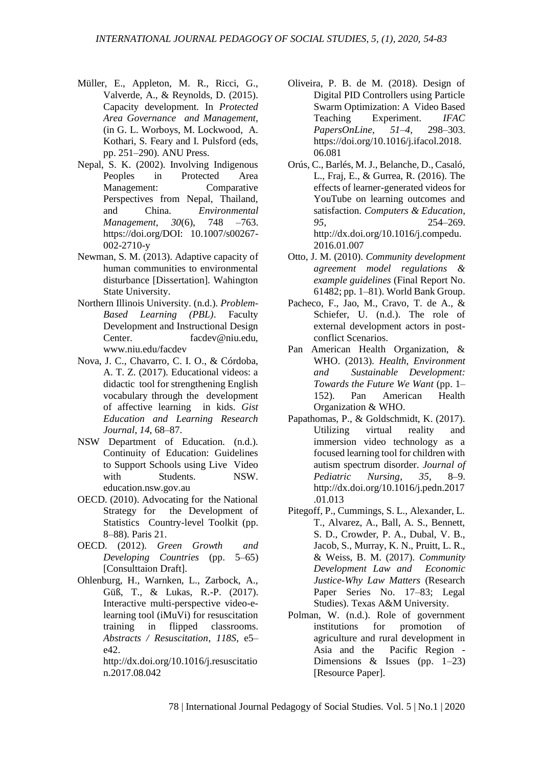Müller, E., Appleton, M. R., Ricci, G., Valverde, A., & Reynolds, D. (2015). Capacity development. In *Protected Area Governance and Management*, (in G. L. Worboys, M. Lockwood, A. Kothari, S. Feary and I. Pulsford (eds, pp. 251–290). ANU Press.

Nepal, S. K. (2002). Involving Indigenous Peoples in Protected Area Management: Comparative Perspectives from Nepal, Thailand, and China. *Environmental Management*, *30*(6), 748 –763. https://doi.org/DOI: 10.1007/s00267-002-2710-y

Newman, S. M. (2013). Adaptive capacity of human communities to environmental disturbance [Dissertation]. Wahington State University.

Northern Illinois University. (n.d.). *Problem-Based Learning (PBL)*. Faculty Development and Instructional Design Center. facdev@niu.edu, www.niu.edu/facdev

Nova, J. C., Chavarro, C. I. O., & Córdoba, A. T. Z. (2017). Educational videos: a didactic tool for strengthening English vocabulary through the development of affective learning in kids. *Gist Education and Learning Research Journal*, *14*, 68–87.

NSW Department of Education. (n.d.). Continuity of Education: Guidelines to Support Schools using Live Video with Students. NSW. education.nsw.gov.au

OECD. (2010). Advocating for the National Strategy for the Development of Statistics Country-level Toolkit (pp. 8–88). Paris 21.

OECD. (2012). *Green Growth and Developing Countries* (pp. 5–65) [Consulttaion Draft].

Ohlenburg, H., Warnken, L., Zarbock, A., Güß, T., & Lukas, R.-P. (2017). Interactive multi-perspective video-e-learning tool (iMuVi) for resuscitation training in flipped classrooms. *Abstracts / Resuscitation*, *118S*, e5–e42. http://dx.doi.org/10.1016/j.resuscitation.2017.08.042

Oliveira, P. B. de M. (2018). Design of Digital PID Controllers using Particle Swarm Optimization: A Video Based Teaching Experiment. *IFAC PapersOnLine*, *51–4*, 298–303. https://doi.org/10.1016/j.ifacol.2018.06.081

Orús, C., Barlés, M. J., Belanche, D., Casaló, L., Fraj, E., & Gurrea, R. (2016). The effects of learner-generated videos for YouTube on learning outcomes and satisfaction. *Computers & Education*, *95*, 254–269. http://dx.doi.org/10.1016/j.compedu.2016.01.007

Otto, J. M. (2010). *Community development agreement model regulations & example guidelines* (Final Report No. 61482; pp. 1–81). World Bank Group.

Pacheco, F., Jao, M., Cravo, T. de A., & Schiefer, U. (n.d.). The role of external development actors in post-conflict Scenarios.

Pan American Health Organization, & WHO. (2013). *Health, Environment and Sustainable Development: Towards the Future We Want* (pp. 1–152). Pan American Health Organization & WHO.

Papathomas, P., & Goldschmidt, K. (2017). Utilizing virtual reality and immersion video technology as a focused learning tool for children with autism spectrum disorder. *Journal of Pediatric Nursing*, *35*, 8–9. http://dx.doi.org/10.1016/j.pedn.2017.01.013

Pitegoff, P., Cummings, S. L., Alexander, L. T., Alvarez, A., Ball, A. S., Bennett, S. D., Crowder, P. A., Dubal, V. B., Jacob, S., Murray, K. N., Pruitt, L. R., & Weiss, B. M. (2017). *Community Development Law and Economic Justice-Why Law Matters* (Research Paper Series No. 17–83; Legal Studies). Texas A&M University.

Polman, W. (n.d.). Role of government institutions for promotion of agriculture and rural development in Asia and the Pacific Region - Dimensions & Issues (pp. 1–23) [Resource Paper].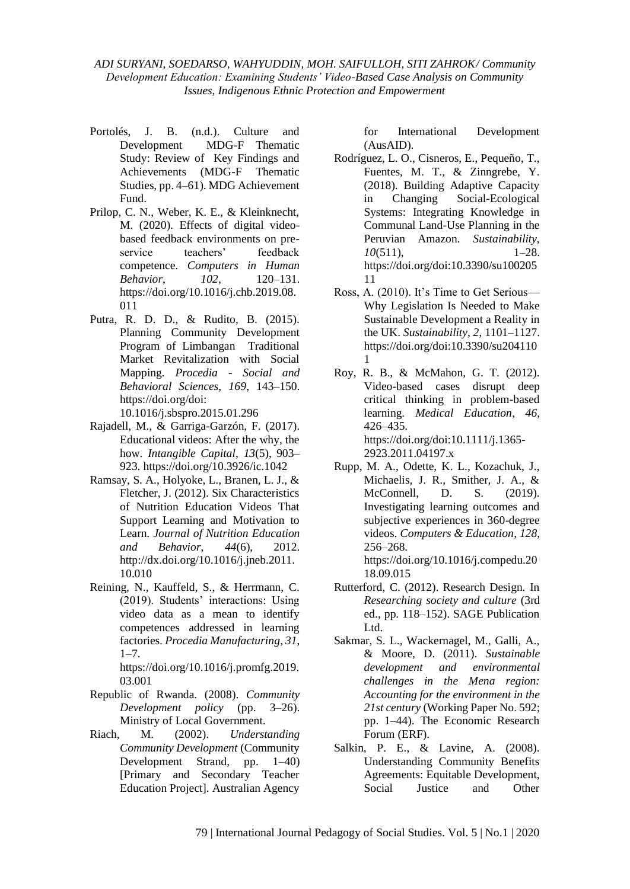Portolés, J. B. (n.d.). Culture and Development MDG-F Thematic Study: Review of Key Findings and Achievements (MDG-F Thematic Studies, pp. 4–61). MDG Achievement Fund.

Prilop, C. N., Weber, K. E., & Kleinknecht, M. (2020). Effects of digital video-based feedback environments on pre-service teachers' feedback competence. *Computers in Human Behavior*, *102*, 120–131. https://doi.org/10.1016/j.chb.2019.08.011

Putra, R. D. D., & Rudito, B. (2015). Planning Community Development Program of Limbangan Traditional Market Revitalization with Social Mapping. *Procedia - Social and Behavioral Sciences*, *169*, 143–150. https://doi.org/doi: 10.1016/j.sbspro.2015.01.296

Rajadell, M., & Garriga-Garzón, F. (2017). Educational videos: After the why, the how. *Intangible Capital*, *13*(5), 903–923. https://doi.org/10.3926/ic.1042

Ramsay, S. A., Holyoke, L., Branen, L. J., & Fletcher, J. (2012). Six Characteristics of Nutrition Education Videos That Support Learning and Motivation to Learn. *Journal of Nutrition Education and Behavior*, *44*(6), 2012. http://dx.doi.org/10.1016/j.jneb.2011.10.010

Reining, N., Kauffeld, S., & Herrmann, C. (2019). Students' interactions: Using video data as a mean to identify competences addressed in learning factories. *Procedia Manufacturing*, *31*, 1–7. https://doi.org/10.1016/j.promfg.2019.03.001

Republic of Rwanda. (2008). *Community Development policy* (pp. 3–26). Ministry of Local Government.

Riach, M. (2002). *Understanding Community Development* (Community Development Strand, pp. 1–40) [Primary and Secondary Teacher Education Project]. Australian Agency for International Development (AusAID).

Rodríguez, L. O., Cisneros, E., Pequeño, T., Fuentes, M. T., & Zinngrebe, Y. (2018). Building Adaptive Capacity in Changing Social-Ecological Systems: Integrating Knowledge in Communal Land-Use Planning in the Peruvian Amazon. *Sustainability*, *10*(511), 1–28. https://doi.org/doi:10.3390/su10020511

Ross, A. (2010). It's Time to Get Serious—Why Legislation Is Needed to Make Sustainable Development a Reality in the UK. *Sustainability*, *2*, 1101–1127. https://doi.org/doi:10.3390/su2041101

Roy, R. B., & McMahon, G. T. (2012). Video-based cases disrupt deep critical thinking in problem-based learning. *Medical Education*, *46*, 426–435. https://doi.org/doi:10.1111/j.1365-2923.2011.04197.x

Rupp, M. A., Odette, K. L., Kozachuk, J., Michaelis, J. R., Smither, J. A., & McConnell, D. S. (2019). Investigating learning outcomes and subjective experiences in 360-degree videos. *Computers & Education*, *128*, 256–268. https://doi.org/10.1016/j.compedu.2018.09.015

Rutterford, C. (2012). Research Design. In *Researching society and culture* (3rd ed., pp. 118–152). SAGE Publication Ltd.

Sakmar, S. L., Wackernagel, M., Galli, A., & Moore, D. (2011). *Sustainable development and environmental challenges in the Mena region: Accounting for the environment in the 21st century* (Working Paper No. 592; pp. 1–44). The Economic Research Forum (ERF).

Salkin, P. E., & Lavine, A. (2008). Understanding Community Benefits Agreements: Equitable Development, Social Justice and Other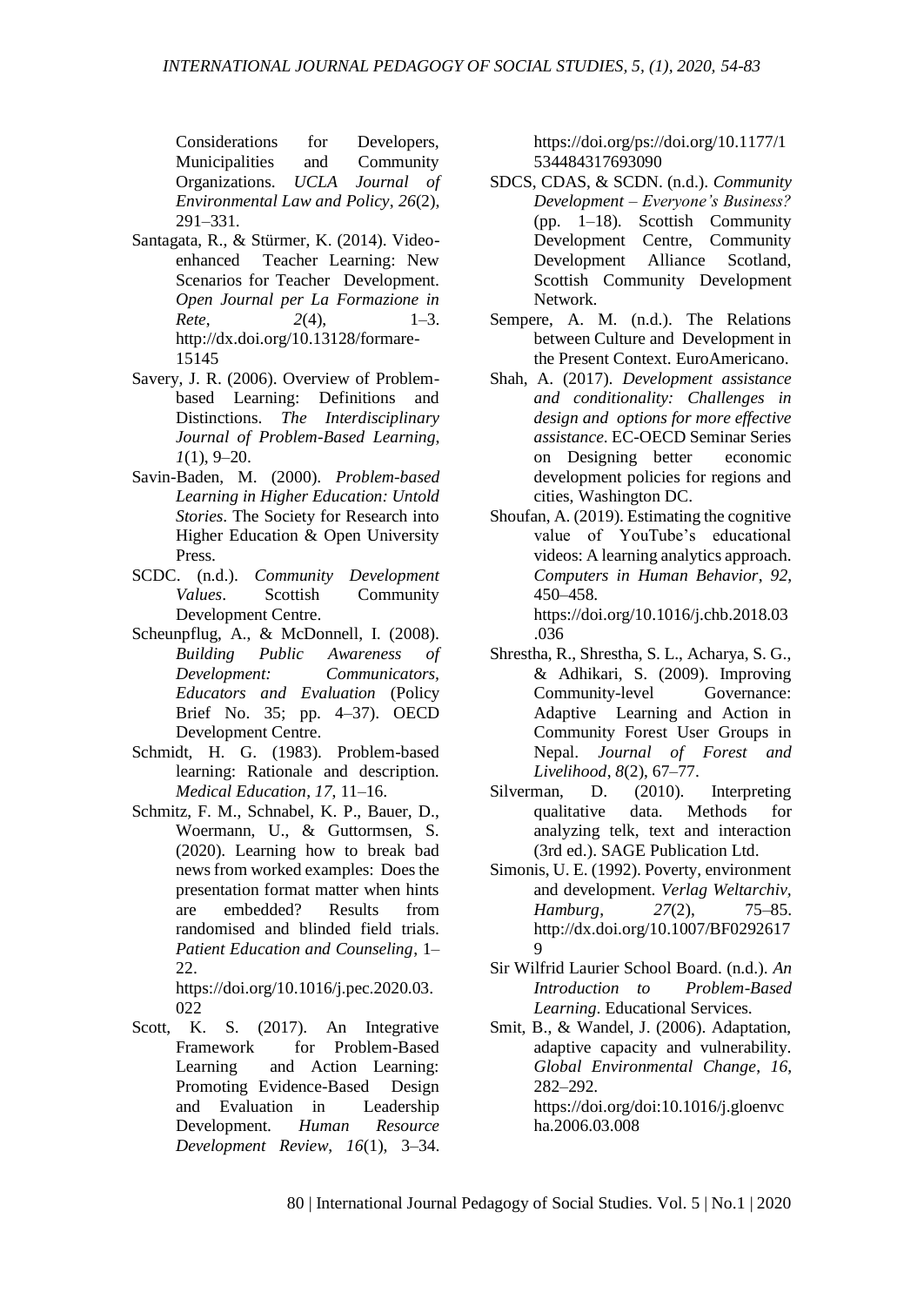Considerations for Developers, Municipalities and Community Organizations. *UCLA Journal of Environmental Law and Policy*, *26*(2), 291–331.

Santagata, R., & Stürmer, K. (2014). Video-enhanced Teacher Learning: New Scenarios for Teacher Development. *Open Journal per La Formazione in Rete*, *2*(4), 1–3. http://dx.doi.org/10.13128/formare-15145

Savery, J. R. (2006). Overview of Problem-based Learning: Definitions and Distinctions. *The Interdisciplinary Journal of Problem-Based Learning*, *1*(1), 9–20.

Savin-Baden, M. (2000). *Problem-based Learning in Higher Education: Untold Stories*. The Society for Research into Higher Education & Open University Press.

SCDC. (n.d.). *Community Development Values*. Scottish Community Development Centre.

Scheunpflug, A., & McDonnell, I. (2008). *Building Public Awareness of Development: Communicators, Educators and Evaluation* (Policy Brief No. 35; pp. 4–37). OECD Development Centre.

Schmidt, H. G. (1983). Problem-based learning: Rationale and description. *Medical Education*, *17*, 11–16.

Schmitz, F. M., Schnabel, K. P., Bauer, D., Woermann, U., & Guttormsen, S. (2020). Learning how to break bad news from worked examples: Does the presentation format matter when hints are embedded? Results from randomised and blinded field trials. *Patient Education and Counseling*, 1–22. https://doi.org/10.1016/j.pec.2020.03.022

Scott, K. S. (2017). An Integrative Framework for Problem-Based Learning and Action Learning: Promoting Evidence-Based Design and Evaluation in Leadership Development. *Human Resource Development Review*, *16*(1), 3–34. https://doi.org/ps://doi.org/10.1177/1534484317693090

SDCS, CDAS, & SCDN. (n.d.). *Community Development – Everyone's Business?* (pp. 1–18). Scottish Community Development Centre, Community Development Alliance Scotland, Scottish Community Development Network.

Sempere, A. M. (n.d.). The Relations between Culture and Development in the Present Context. EuroAmericano.

Shah, A. (2017). *Development assistance and conditionality: Challenges in design and options for more effective assistance*. EC-OECD Seminar Series on Designing better economic development policies for regions and cities, Washington DC.

Shoufan, A. (2019). Estimating the cognitive value of YouTube's educational videos: A learning analytics approach. *Computers in Human Behavior*, *92*, 450–458. https://doi.org/10.1016/j.chb.2018.03.036

Shrestha, R., Shrestha, S. L., Acharya, S. G., & Adhikari, S. (2009). Improving Community-level Governance: Adaptive Learning and Action in Community Forest User Groups in Nepal. *Journal of Forest and Livelihood*, *8*(2), 67–77.

Silverman, D. (2010). Interpreting qualitative data. Methods for analyzing telk, text and interaction (3rd ed.). SAGE Publication Ltd.

Simonis, U. E. (1992). Poverty, environment and development. *Verlag Weltarchiv, Hamburg*, *27*(2), 75–85. http://dx.doi.org/10.1007/BF02926179

Sir Wilfrid Laurier School Board. (n.d.). *An Introduction to Problem-Based Learning*. Educational Services.

Smit, B., & Wandel, J. (2006). Adaptation, adaptive capacity and vulnerability. *Global Environmental Change*, *16*, 282–292. https://doi.org/doi:10.1016/j.gloenvcha.2006.03.008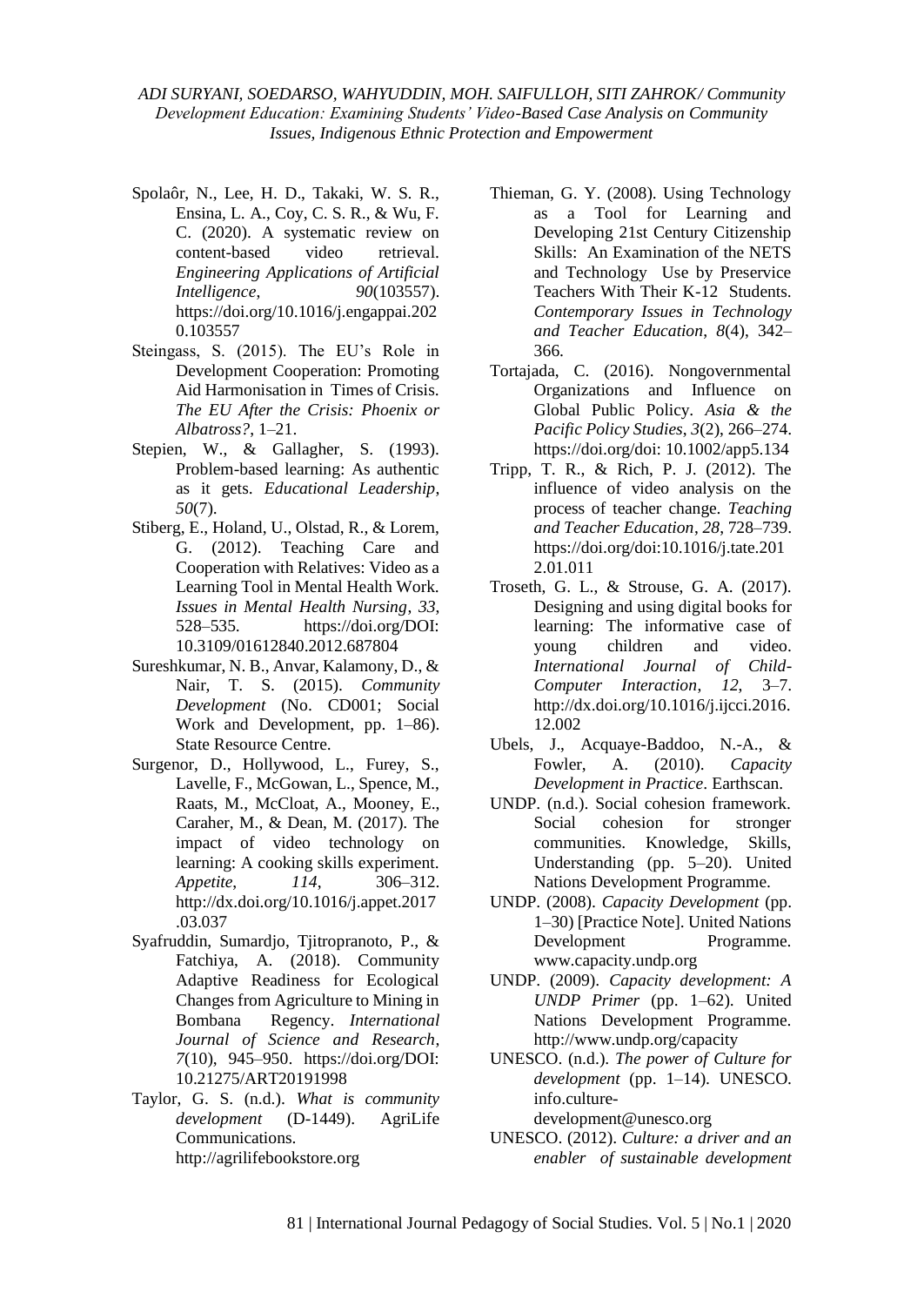Spolaôr, N., Lee, H. D., Takaki, W. S. R., Ensina, L. A., Coy, C. S. R., & Wu, F. C. (2020). A systematic review on content-based video retrieval. *Engineering Applications of Artificial Intelligence*, *90*(103557). https://doi.org/10.1016/j.engappai.2020.103557

Steingass, S. (2015). The EU's Role in Development Cooperation: Promoting Aid Harmonisation in Times of Crisis. *The EU After the Crisis: Phoenix or Albatross?*, 1–21.

Stepien, W., & Gallagher, S. (1993). Problem-based learning: As authentic as it gets. *Educational Leadership*, *50*(7).

Stiberg, E., Holand, U., Olstad, R., & Lorem, G. (2012). Teaching Care and Cooperation with Relatives: Video as a Learning Tool in Mental Health Work. *Issues in Mental Health Nursing*, *33*, 528–535. https://doi.org/DOI: 10.3109/01612840.2012.687804

Sureshkumar, N. B., Anvar, Kalamony, D., & Nair, T. S. (2015). *Community Development* (No. CD001; Social Work and Development, pp. 1–86). State Resource Centre.

Surgenor, D., Hollywood, L., Furey, S., Lavelle, F., McGowan, L., Spence, M., Raats, M., McCloat, A., Mooney, E., Caraher, M., & Dean, M. (2017). The impact of video technology on learning: A cooking skills experiment. *Appetite*, *114*, 306–312. http://dx.doi.org/10.1016/j.appet.2017.03.037

Syafruddin, Sumardjo, Tjitropranoto, P., & Fatchiya, A. (2018). Community Adaptive Readiness for Ecological Changes from Agriculture to Mining in Bombana Regency. *International Journal of Science and Research*, *7*(10), 945–950. https://doi.org/DOI: 10.21275/ART20191998

Taylor, G. S. (n.d.). *What is community development* (D-1449). AgriLife Communications. http://agrilifebookstore.org

Thieman, G. Y. (2008). Using Technology as a Tool for Learning and Developing 21st Century Citizenship Skills: An Examination of the NETS and Technology Use by Preservice Teachers With Their K-12 Students. *Contemporary Issues in Technology and Teacher Education*, *8*(4), 342–366.

Tortajada, C. (2016). Nongovernmental Organizations and Influence on Global Public Policy. *Asia & the Pacific Policy Studies*, *3*(2), 266–274. https://doi.org/doi: 10.1002/app5.134

Tripp, T. R., & Rich, P. J. (2012). The influence of video analysis on the process of teacher change. *Teaching and Teacher Education*, *28*, 728–739. https://doi.org/doi:10.1016/j.tate.2012.01.011

Troseth, G. L., & Strouse, G. A. (2017). Designing and using digital books for learning: The informative case of young children and video. *International Journal of Child-Computer Interaction*, *12*, 3–7. http://dx.doi.org/10.1016/j.ijcci.2016.12.002

Ubels, J., Acquaye-Baddoo, N.-A., & Fowler, A. (2010). *Capacity Development in Practice*. Earthscan.

UNDP. (n.d.). Social cohesion framework. Social cohesion for stronger communities. Knowledge, Skills, Understanding (pp. 5–20). United Nations Development Programme.

UNDP. (2008). *Capacity Development* (pp. 1–30) [Practice Note]. United Nations Development Programme. www.capacity.undp.org

UNDP. (2009). *Capacity development: A UNDP Primer* (pp. 1–62). United Nations Development Programme. http://www.undp.org/capacity

UNESCO. (n.d.). *The power of Culture for development* (pp. 1–14). UNESCO. info.culture-development@unesco.org

UNESCO. (2012). *Culture: a driver and an enabler of sustainable development*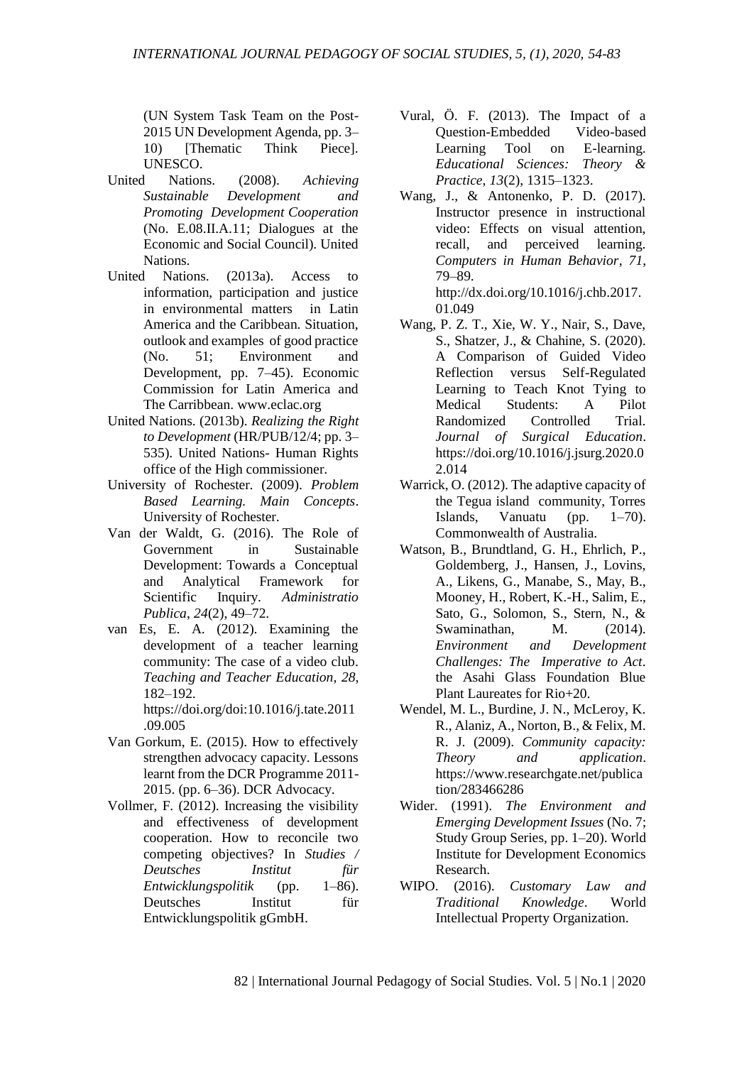(UN System Task Team on the Post-2015 UN Development Agenda, pp. 3–10) [Thematic Think Piece]. UNESCO.

United Nations. (2008). *Achieving Sustainable Development and Promoting Development Cooperation* (No. E.08.II.A.11; Dialogues at the Economic and Social Council). United Nations.

United Nations. (2013a). Access to information, participation and justice in environmental matters in Latin America and the Caribbean. Situation, outlook and examples of good practice (No. 51; Environment and Development, pp. 7–45). Economic Commission for Latin America and The Carribbean. www.eclac.org

United Nations. (2013b). *Realizing the Right to Development* (HR/PUB/12/4; pp. 3–535). United Nations- Human Rights office of the High commissioner.

University of Rochester. (2009). *Problem Based Learning. Main Concepts*. University of Rochester.

Van der Waldt, G. (2016). The Role of Government in Sustainable Development: Towards a Conceptual and Analytical Framework for Scientific Inquiry. *Administratio Publica*, *24*(2), 49–72.

van Es, E. A. (2012). Examining the development of a teacher learning community: The case of a video club. *Teaching and Teacher Education*, *28*, 182–192. https://doi.org/doi:10.1016/j.tate.2011.09.005

Van Gorkum, E. (2015). How to effectively strengthen advocacy capacity. Lessons learnt from the DCR Programme 2011-2015. (pp. 6–36). DCR Advocacy.

Vollmer, F. (2012). Increasing the visibility and effectiveness of development cooperation. How to reconcile two competing objectives? In *Studies / Deutsches Institut für Entwicklungspolitik* (pp. 1–86). Deutsches Institut für Entwicklungspolitik gGmbH.

Vural, Ö. F. (2013). The Impact of a Question-Embedded Video-based Learning Tool on E-learning. *Educational Sciences: Theory & Practice*, *13*(2), 1315–1323.

Wang, J., & Antonenko, P. D. (2017). Instructor presence in instructional video: Effects on visual attention, recall, and perceived learning. *Computers in Human Behavior*, *71*, 79–89. http://dx.doi.org/10.1016/j.chb.2017.01.049

Wang, P. Z. T., Xie, W. Y., Nair, S., Dave, S., Shatzer, J., & Chahine, S. (2020). A Comparison of Guided Video Reflection versus Self-Regulated Learning to Teach Knot Tying to Medical Students: A Pilot Randomized Controlled Trial. *Journal of Surgical Education*. https://doi.org/10.1016/j.jsurg.2020.02.014

Warrick, O. (2012). The adaptive capacity of the Tegua island community, Torres Islands, Vanuatu (pp. 1–70). Commonwealth of Australia.

Watson, B., Brundtland, G. H., Ehrlich, P., Goldemberg, J., Hansen, J., Lovins, A., Likens, G., Manabe, S., May, B., Mooney, H., Robert, K.-H., Salim, E., Sato, G., Solomon, S., Stern, N., & Swaminathan, M. (2014). *Environment and Development Challenges: The Imperative to Act*. the Asahi Glass Foundation Blue Plant Laureates for Rio+20.

Wendel, M. L., Burdine, J. N., McLeroy, K. R., Alaniz, A., Norton, B., & Felix, M. R. J. (2009). *Community capacity: Theory and application*. https://www.researchgate.net/publication/283466286

Wider. (1991). *The Environment and Emerging Development Issues* (No. 7; Study Group Series, pp. 1–20). World Institute for Development Economics Research.

WIPO. (2016). *Customary Law and Traditional Knowledge*. World Intellectual Property Organization.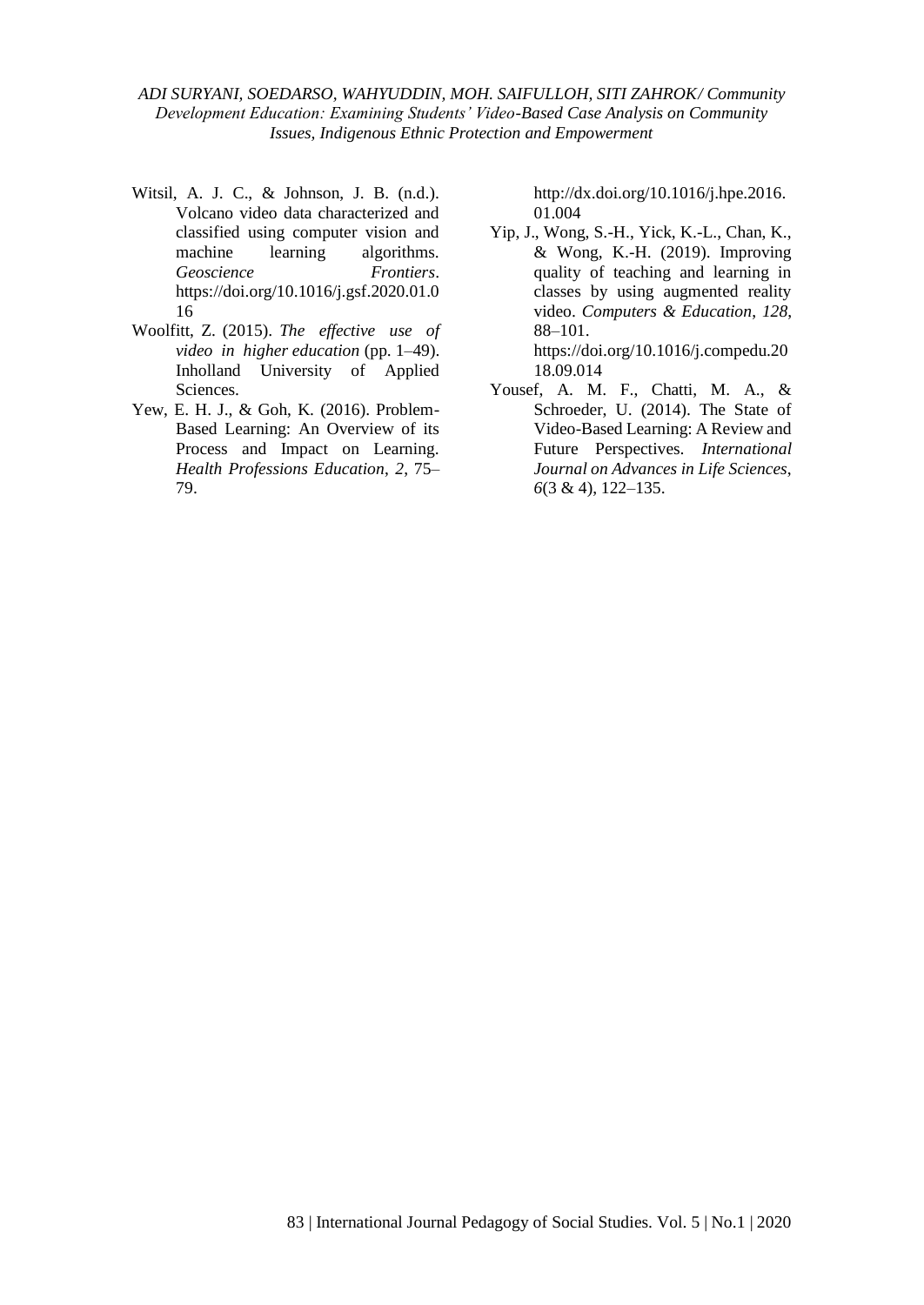Witsil, A. J. C., & Johnson, J. B. (n.d.). Volcano video data characterized and classified using computer vision and machine learning algorithms. *Geoscience Frontiers*. https://doi.org/10.1016/j.gsf.2020.01.016

Woolfitt, Z. (2015). *The effective use of video in higher education* (pp. 1–49). Inholland University of Applied Sciences.

Yew, E. H. J., & Goh, K. (2016). Problem-Based Learning: An Overview of its Process and Impact on Learning. *Health Professions Education*, *2*, 75–79. http://dx.doi.org/10.1016/j.hpe.2016.01.004

Yip, J., Wong, S.-H., Yick, K.-L., Chan, K., & Wong, K.-H. (2019). Improving quality of teaching and learning in classes by using augmented reality video. *Computers & Education*, *128*, 88–101. https://doi.org/10.1016/j.compedu.2018.09.014

Yousef, A. M. F., Chatti, M. A., & Schroeder, U. (2014). The State of Video-Based Learning: A Review and Future Perspectives. *International Journal on Advances in Life Sciences*, *6*(3 & 4), 122–135.